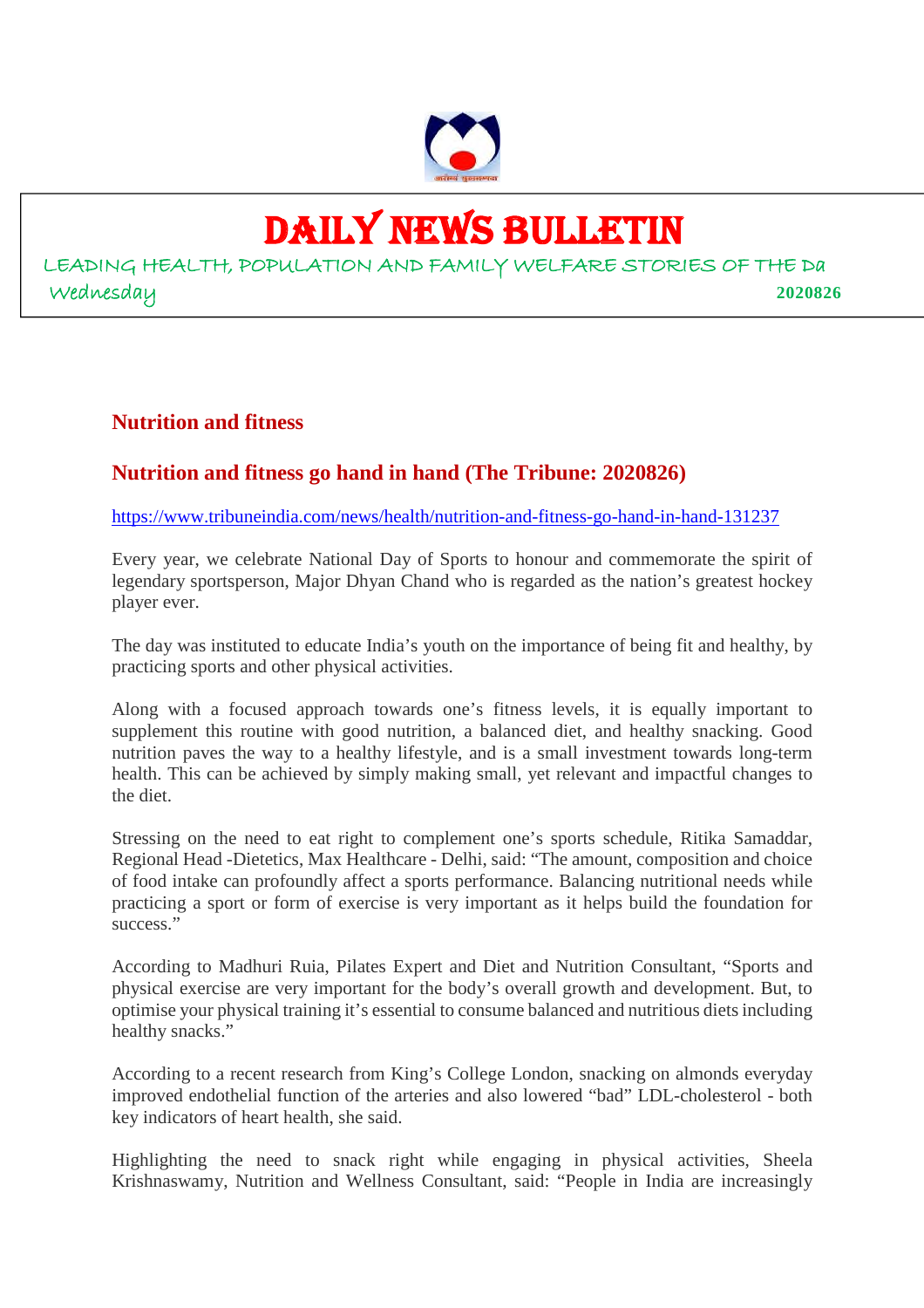# DAILY NEWS BULLETIN

LEADING HEALTH, POPULATION AND FAMILY WELFARE STORIES OF THE Da

Wednesday **2020826**

## Nutrition and fitness

### Nutrition and fitness go hand in hand (The Tribune: 2020826)

https://www.tribuneindia.com/news/health/nutrition-and-fitness-go-hand-in-hand-131237

Every year, we celebrate National Day of Sports to honour and commemorate the spirit of legendary sportsperson, Major Dhyan Chand who is regarded as the nation's greatest hockey player ever.

The day was instituted to educate India's youth on the importance of being fit and healthy, by practicing sports and other physical activities.

Along with a focused approach towards one's fitness levels, it is equally important to supplement this routine with good nutrition, a balanced diet, and healthy snacking. Good nutrition paves the way to a healthy lifestyle, and is a small investment towards long-term health. This can be achieved by simply making small, yet relevant and impactful changes to the diet.

Stressing on the need to eat right to complement one's sports schedule, Ritika Samaddar, Regional Head -Dietetics, Max Healthcare - Delhi, said: "The amount, composition and choice of food intake can profoundly affect a sports performance. Balancing nutritional needs while practicing a sport or form of exercise is very important as it helps build the foundation for success."

According to Madhuri Ruia, Pilates Expert and Diet and Nutrition Consultant, "Sports and physical exercise are very important for the body's overall growth and development. But, to optimise your physical training it's essential to consume balanced and nutritious diets including healthy snacks."

According to a recent research from King's College London, snacking on almonds everyday improved endothelial function of the arteries and also lowered "bad" LDL-cholesterol - both key indicators of heart health, she said.

Highlighting the need to snack right while engaging in physical activities, Sheela Krishnaswamy, Nutrition and Wellness Consultant, said: "People in India are increasingly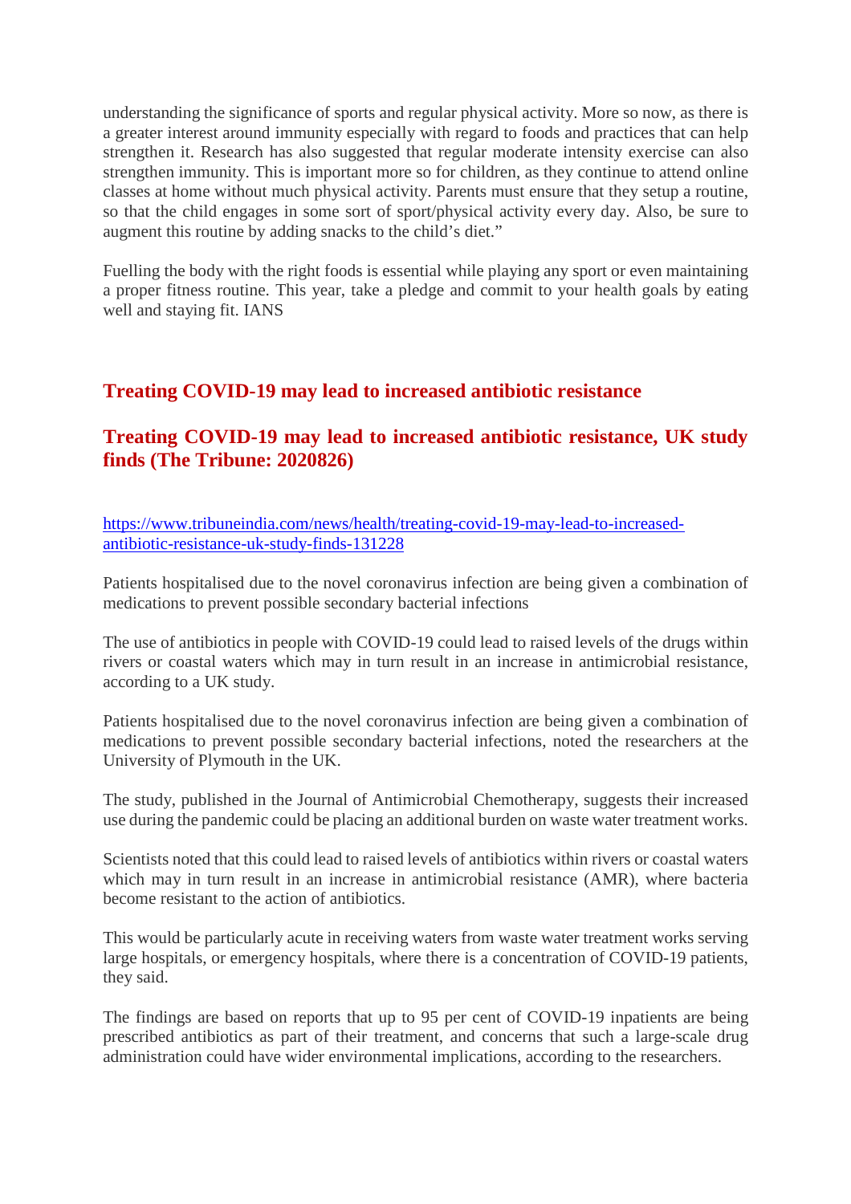understanding the significance of sports and regular physical activity. More so now, as there is a greater interest around immunity especially with regard to foods and practices that can help strengthen it. Research has also suggested that regular moderate intensity exercise can also strengthen immunity. This is important more so for children, as they continue to attend online classes at home without much physical activity. Parents must ensure that they setup a routine, so that the child engages in some sort of sport/physical activity every day. Also, be sure to augment this routine by adding snacks to the child's diet."

Fuelling the body with the right foods is essential while playing any sport or even maintaining a proper fitness routine. This year, take a pledge and commit to your health goals by eating well and staying fit. IANS

## Treating COVID-19 may lead to increased antibiotic resistance

## Treating COVID-19 may lead to increased antibiotic resistance, UK study finds (The Tribune: 2020826)

https://www.tribuneindia.com/news/health/treating-covid-19-may-lead-to-increased-antibiotic-resistance-uk-study-finds-131228

Patients hospitalised due to the novel coronavirus infection are being given a combination of medications to prevent possible secondary bacterial infections

The use of antibiotics in people with COVID-19 could lead to raised levels of the drugs within rivers or coastal waters which may in turn result in an increase in antimicrobial resistance, according to a UK study.

Patients hospitalised due to the novel coronavirus infection are being given a combination of medications to prevent possible secondary bacterial infections, noted the researchers at the University of Plymouth in the UK.

The study, published in the Journal of Antimicrobial Chemotherapy, suggests their increased use during the pandemic could be placing an additional burden on waste water treatment works.

Scientists noted that this could lead to raised levels of antibiotics within rivers or coastal waters which may in turn result in an increase in antimicrobial resistance (AMR), where bacteria become resistant to the action of antibiotics.

This would be particularly acute in receiving waters from waste water treatment works serving large hospitals, or emergency hospitals, where there is a concentration of COVID-19 patients, they said.

The findings are based on reports that up to 95 per cent of COVID-19 inpatients are being prescribed antibiotics as part of their treatment, and concerns that such a large-scale drug administration could have wider environmental implications, according to the researchers.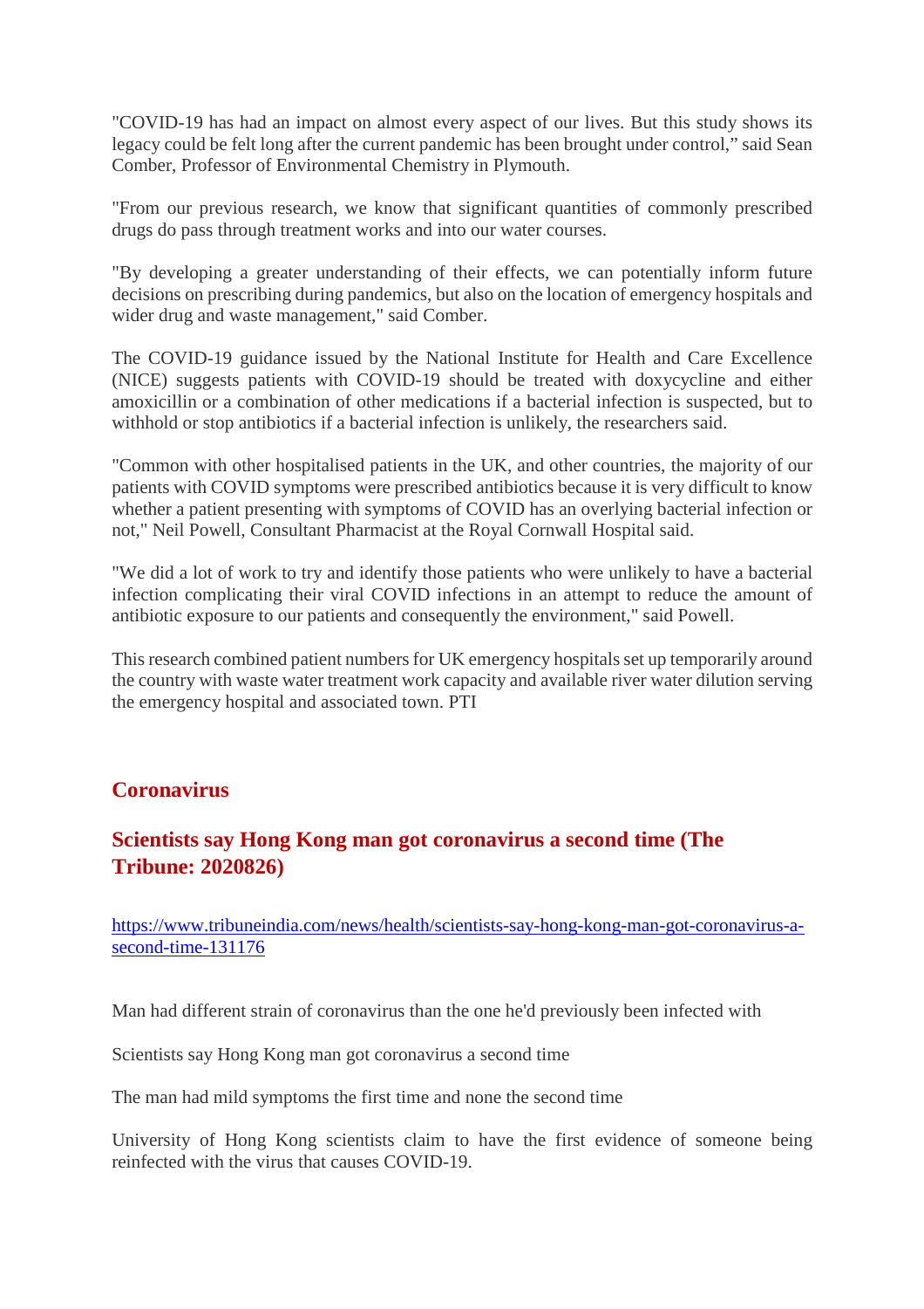"COVID-19 has had an impact on almost every aspect of our lives. But this study shows its legacy could be felt long after the current pandemic has been brought under control," said Sean Comber, Professor of Environmental Chemistry in Plymouth.

"From our previous research, we know that significant quantities of commonly prescribed drugs do pass through treatment works and into our water courses.

"By developing a greater understanding of their effects, we can potentially inform future decisions on prescribing during pandemics, but also on the location of emergency hospitals and wider drug and waste management," said Comber.

The COVID-19 guidance issued by the National Institute for Health and Care Excellence (NICE) suggests patients with COVID-19 should be treated with doxycycline and either amoxicillin or a combination of other medications if a bacterial infection is suspected, but to withhold or stop antibiotics if a bacterial infection is unlikely, the researchers said.

"Common with other hospitalised patients in the UK, and other countries, the majority of our patients with COVID symptoms were prescribed antibiotics because it is very difficult to know whether a patient presenting with symptoms of COVID has an overlying bacterial infection or not," Neil Powell, Consultant Pharmacist at the Royal Cornwall Hospital said.

"We did a lot of work to try and identify those patients who were unlikely to have a bacterial infection complicating their viral COVID infections in an attempt to reduce the amount of antibiotic exposure to our patients and consequently the environment," said Powell.

This research combined patient numbers for UK emergency hospitals set up temporarily around the country with waste water treatment work capacity and available river water dilution serving the emergency hospital and associated town. PTI

## Coronavirus

### Scientists say Hong Kong man got coronavirus a second time (The Tribune: 2020826)

https://www.tribuneindia.com/news/health/scientists-say-hong-kong-man-got-coronavirus-a-second-time-131176

Man had different strain of coronavirus than the one he'd previously been infected with

Scientists say Hong Kong man got coronavirus a second time

The man had mild symptoms the first time and none the second time

University of Hong Kong scientists claim to have the first evidence of someone being reinfected with the virus that causes COVID-19.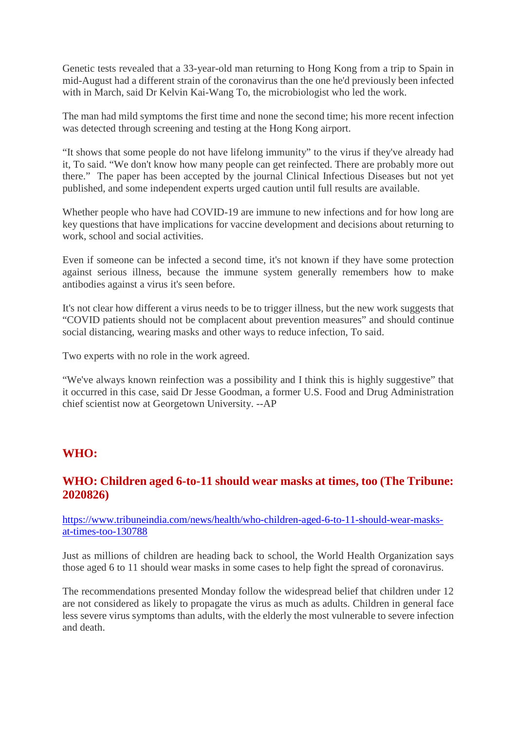Genetic tests revealed that a 33-year-old man returning to Hong Kong from a trip to Spain in mid-August had a different strain of the coronavirus than the one he'd previously been infected with in March, said Dr Kelvin Kai-Wang To, the microbiologist who led the work.

The man had mild symptoms the first time and none the second time; his more recent infection was detected through screening and testing at the Hong Kong airport.

"It shows that some people do not have lifelong immunity" to the virus if they've already had it, To said. "We don't know how many people can get reinfected. There are probably more out there." The paper has been accepted by the journal Clinical Infectious Diseases but not yet published, and some independent experts urged caution until full results are available.

Whether people who have had COVID-19 are immune to new infections and for how long are key questions that have implications for vaccine development and decisions about returning to work, school and social activities.

Even if someone can be infected a second time, it's not known if they have some protection against serious illness, because the immune system generally remembers how to make antibodies against a virus it's seen before.

It's not clear how different a virus needs to be to trigger illness, but the new work suggests that "COVID patients should not be complacent about prevention measures" and should continue social distancing, wearing masks and other ways to reduce infection, To said.

Two experts with no role in the work agreed.

"We've always known reinfection was a possibility and I think this is highly suggestive" that it occurred in this case, said Dr Jesse Goodman, a former U.S. Food and Drug Administration chief scientist now at Georgetown University. --AP

## WHO:

### WHO: Children aged 6-to-11 should wear masks at times, too (The Tribune: 2020826)

https://www.tribuneindia.com/news/health/who-children-aged-6-to-11-should-wear-masks-at-times-too-130788

Just as millions of children are heading back to school, the World Health Organization says those aged 6 to 11 should wear masks in some cases to help fight the spread of coronavirus.

The recommendations presented Monday follow the widespread belief that children under 12 are not considered as likely to propagate the virus as much as adults. Children in general face less severe virus symptoms than adults, with the elderly the most vulnerable to severe infection and death.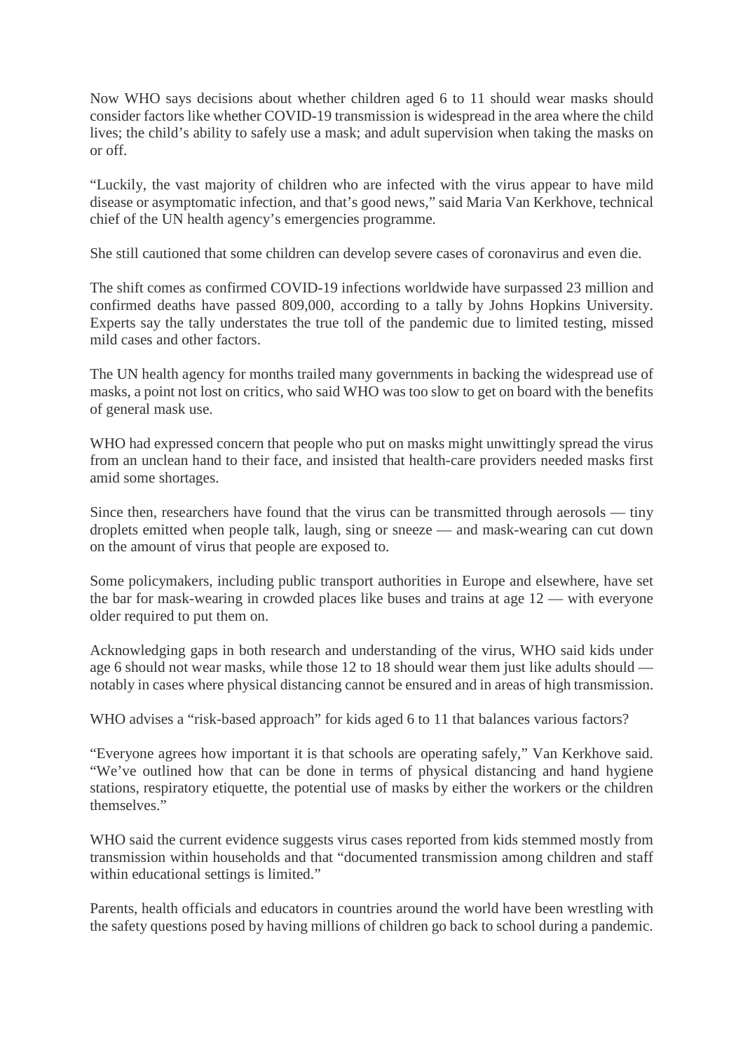Now WHO says decisions about whether children aged 6 to 11 should wear masks should consider factors like whether COVID-19 transmission is widespread in the area where the child lives; the child's ability to safely use a mask; and adult supervision when taking the masks on or off.

"Luckily, the vast majority of children who are infected with the virus appear to have mild disease or asymptomatic infection, and that's good news," said Maria Van Kerkhove, technical chief of the UN health agency's emergencies programme.

She still cautioned that some children can develop severe cases of coronavirus and even die.

The shift comes as confirmed COVID-19 infections worldwide have surpassed 23 million and confirmed deaths have passed 809,000, according to a tally by Johns Hopkins University. Experts say the tally understates the true toll of the pandemic due to limited testing, missed mild cases and other factors.

The UN health agency for months trailed many governments in backing the widespread use of masks, a point not lost on critics, who said WHO was too slow to get on board with the benefits of general mask use.

WHO had expressed concern that people who put on masks might unwittingly spread the virus from an unclean hand to their face, and insisted that health-care providers needed masks first amid some shortages.

Since then, researchers have found that the virus can be transmitted through aerosols — tiny droplets emitted when people talk, laugh, sing or sneeze — and mask-wearing can cut down on the amount of virus that people are exposed to.

Some policymakers, including public transport authorities in Europe and elsewhere, have set the bar for mask-wearing in crowded places like buses and trains at age 12 — with everyone older required to put them on.

Acknowledging gaps in both research and understanding of the virus, WHO said kids under age 6 should not wear masks, while those 12 to 18 should wear them just like adults should — notably in cases where physical distancing cannot be ensured and in areas of high transmission.

WHO advises a "risk-based approach" for kids aged 6 to 11 that balances various factors?

"Everyone agrees how important it is that schools are operating safely," Van Kerkhove said. "We've outlined how that can be done in terms of physical distancing and hand hygiene stations, respiratory etiquette, the potential use of masks by either the workers or the children themselves."

WHO said the current evidence suggests virus cases reported from kids stemmed mostly from transmission within households and that "documented transmission among children and staff within educational settings is limited."

Parents, health officials and educators in countries around the world have been wrestling with the safety questions posed by having millions of children go back to school during a pandemic.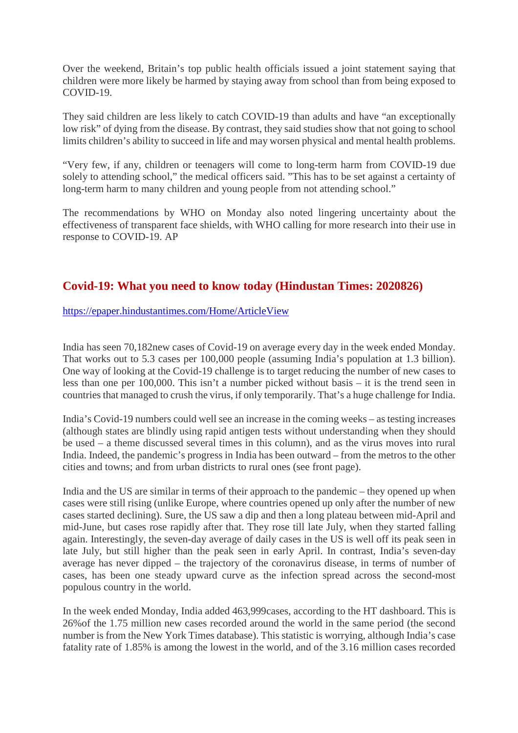Over the weekend, Britain's top public health officials issued a joint statement saying that children were more likely be harmed by staying away from school than from being exposed to COVID-19.

They said children are less likely to catch COVID-19 than adults and have "an exceptionally low risk" of dying from the disease. By contrast, they said studies show that not going to school limits children's ability to succeed in life and may worsen physical and mental health problems.

"Very few, if any, children or teenagers will come to long-term harm from COVID-19 due solely to attending school," the medical officers said. "This has to be set against a certainty of long-term harm to many children and young people from not attending school."

The recommendations by WHO on Monday also noted lingering uncertainty about the effectiveness of transparent face shields, with WHO calling for more research into their use in response to COVID-19. AP

## Covid-19: What you need to know today (Hindustan Times: 2020826)

https://epaper.hindustantimes.com/Home/ArticleView

India has seen 70,182new cases of Covid-19 on average every day in the week ended Monday. That works out to 5.3 cases per 100,000 people (assuming India's population at 1.3 billion). One way of looking at the Covid-19 challenge is to target reducing the number of new cases to less than one per 100,000. This isn't a number picked without basis – it is the trend seen in countries that managed to crush the virus, if only temporarily. That's a huge challenge for India.

India's Covid-19 numbers could well see an increase in the coming weeks – as testing increases (although states are blindly using rapid antigen tests without understanding when they should be used – a theme discussed several times in this column), and as the virus moves into rural India. Indeed, the pandemic's progress in India has been outward – from the metros to the other cities and towns; and from urban districts to rural ones (see front page).

India and the US are similar in terms of their approach to the pandemic – they opened up when cases were still rising (unlike Europe, where countries opened up only after the number of new cases started declining). Sure, the US saw a dip and then a long plateau between mid-April and mid-June, but cases rose rapidly after that. They rose till late July, when they started falling again. Interestingly, the seven-day average of daily cases in the US is well off its peak seen in late July, but still higher than the peak seen in early April. In contrast, India's seven-day average has never dipped – the trajectory of the coronavirus disease, in terms of number of cases, has been one steady upward curve as the infection spread across the second-most populous country in the world.

In the week ended Monday, India added 463,999cases, according to the HT dashboard. This is 26%of the 1.75 million new cases recorded around the world in the same period (the second number is from the New York Times database). This statistic is worrying, although India's case fatality rate of 1.85% is among the lowest in the world, and of the 3.16 million cases recorded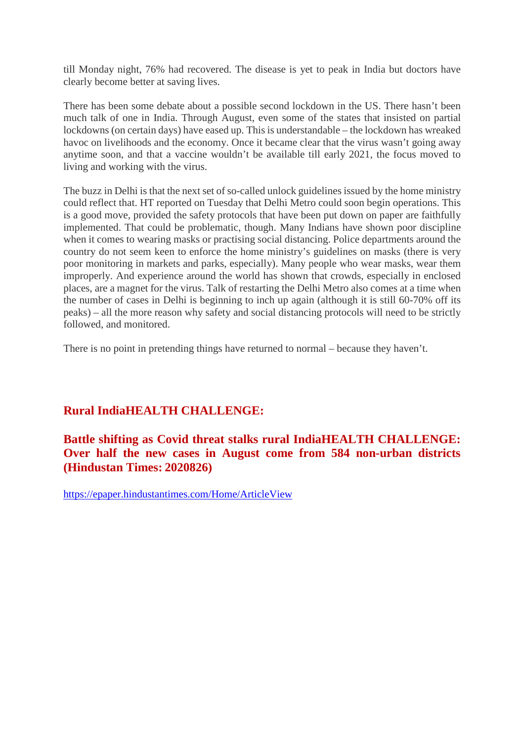till Monday night, 76% had recovered. The disease is yet to peak in India but doctors have clearly become better at saving lives.

There has been some debate about a possible second lockdown in the US. There hasn't been much talk of one in India. Through August, even some of the states that insisted on partial lockdowns (on certain days) have eased up. This is understandable – the lockdown has wreaked havoc on livelihoods and the economy. Once it became clear that the virus wasn't going away anytime soon, and that a vaccine wouldn't be available till early 2021, the focus moved to living and working with the virus.

The buzz in Delhi is that the next set of so-called unlock guidelines issued by the home ministry could reflect that. HT reported on Tuesday that Delhi Metro could soon begin operations. This is a good move, provided the safety protocols that have been put down on paper are faithfully implemented. That could be problematic, though. Many Indians have shown poor discipline when it comes to wearing masks or practising social distancing. Police departments around the country do not seem keen to enforce the home ministry's guidelines on masks (there is very poor monitoring in markets and parks, especially). Many people who wear masks, wear them improperly. And experience around the world has shown that crowds, especially in enclosed places, are a magnet for the virus. Talk of restarting the Delhi Metro also comes at a time when the number of cases in Delhi is beginning to inch up again (although it is still 60-70% off its peaks) – all the more reason why safety and social distancing protocols will need to be strictly followed, and monitored.

There is no point in pretending things have returned to normal – because they haven't.

## Rural IndiaHEALTH CHALLENGE:

## Battle shifting as Covid threat stalks rural IndiaHEALTH CHALLENGE: Over half the new cases in August come from 584 non-urban districts (Hindustan Times: 2020826)

https://epaper.hindustantimes.com/Home/ArticleView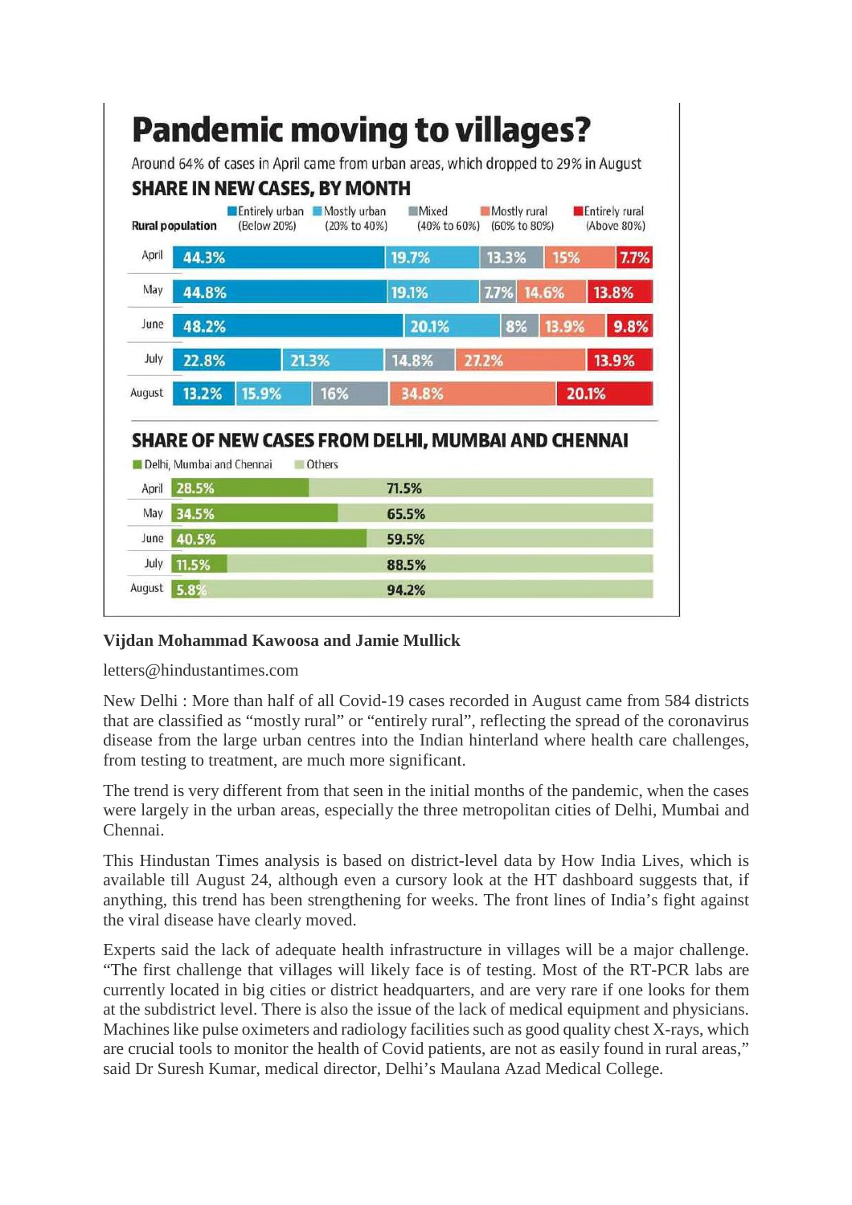# Pandemic moving to villages?

Around 64% of cases in April came from urban areas, which dropped to 29% in August

## SHARE IN NEW CASES, BY MONTH

| Rural population | Entirely urban (Below 20%) | Mostly urban (20% to 40%) | Mixed (40% to 60%) | Mostly rural (60% to 80%) | Entirely rural (Above 80%) |
|---|---|---|---|---|---|
| April | 44.3% | 19.7% | 13.3% | 15% | 7.7% |
| May | 44.8% | 19.1% | 7.7% | 14.6% | 13.8% |
| June | 48.2% | 20.1% | 8% | 13.9% | 9.8% |
| July | 22.8% | 21.3% | 14.8% | 27.2% | 13.9% |
| August | 13.2% | 15.9% | 16% | 34.8% | 20.1% |

## SHARE OF NEW CASES FROM DELHI, MUMBAI AND CHENNAI

| Month | Delhi, Mumbai and Chennai | Others |
|---|---|---|
| April | 28.5% | 71.5% |
| May | 34.5% | 65.5% |
| June | 40.5% | 59.5% |
| July | 11.5% | 88.5% |
| August | 5.8% | 94.2% |

**Vijdan Mohammad Kawoosa and Jamie Mullick**

letters@hindustantimes.com

New Delhi : More than half of all Covid-19 cases recorded in August came from 584 districts that are classified as "mostly rural" or "entirely rural", reflecting the spread of the coronavirus disease from the large urban centres into the Indian hinterland where health care challenges, from testing to treatment, are much more significant.

The trend is very different from that seen in the initial months of the pandemic, when the cases were largely in the urban areas, especially the three metropolitan cities of Delhi, Mumbai and Chennai.

This Hindustan Times analysis is based on district-level data by How India Lives, which is available till August 24, although even a cursory look at the HT dashboard suggests that, if anything, this trend has been strengthening for weeks. The front lines of India's fight against the viral disease have clearly moved.

Experts said the lack of adequate health infrastructure in villages will be a major challenge. "The first challenge that villages will likely face is of testing. Most of the RT-PCR labs are currently located in big cities or district headquarters, and are very rare if one looks for them at the subdistrict level. There is also the issue of the lack of medical equipment and physicians. Machines like pulse oximeters and radiology facilities such as good quality chest X-rays, which are crucial tools to monitor the health of Covid patients, are not as easily found in rural areas," said Dr Suresh Kumar, medical director, Delhi's Maulana Azad Medical College.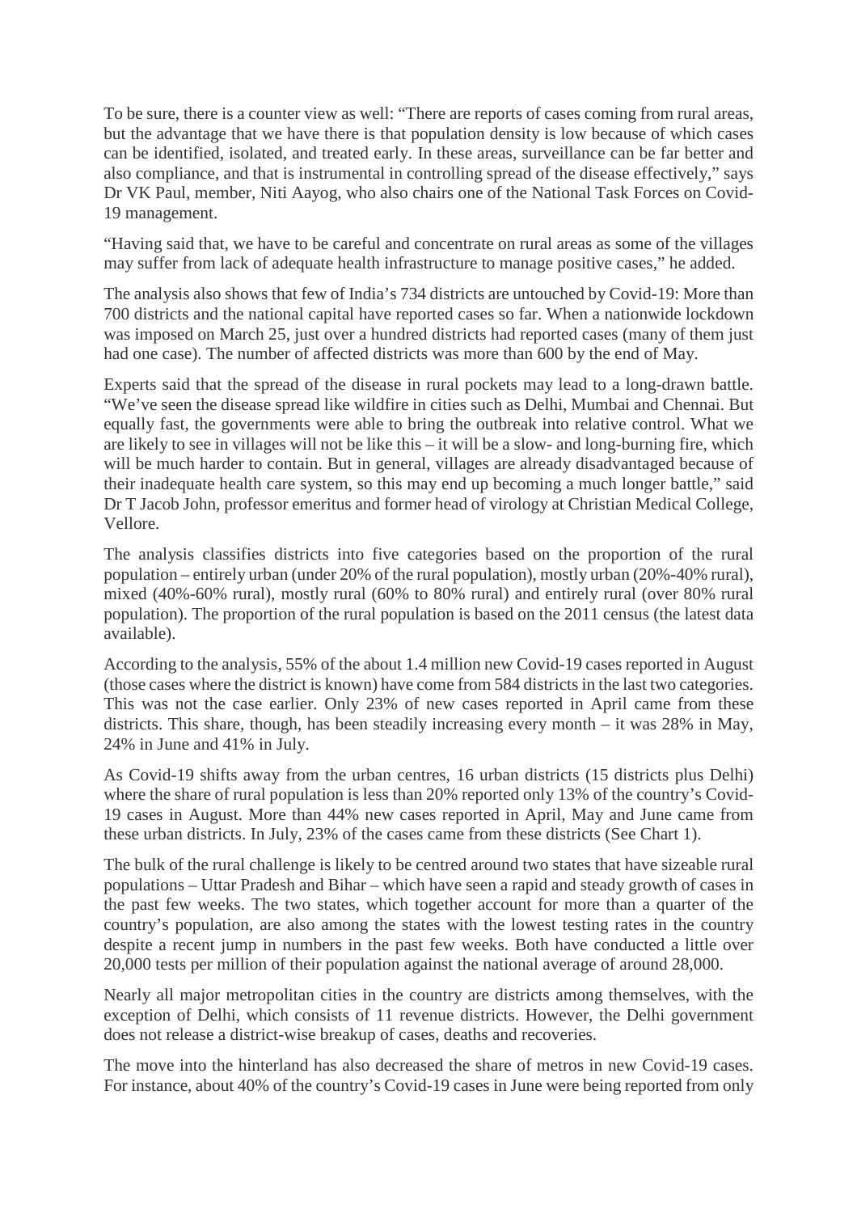To be sure, there is a counter view as well: "There are reports of cases coming from rural areas, but the advantage that we have there is that population density is low because of which cases can be identified, isolated, and treated early. In these areas, surveillance can be far better and also compliance, and that is instrumental in controlling spread of the disease effectively," says Dr VK Paul, member, Niti Aayog, who also chairs one of the National Task Forces on Covid-19 management.

"Having said that, we have to be careful and concentrate on rural areas as some of the villages may suffer from lack of adequate health infrastructure to manage positive cases," he added.

The analysis also shows that few of India's 734 districts are untouched by Covid-19: More than 700 districts and the national capital have reported cases so far. When a nationwide lockdown was imposed on March 25, just over a hundred districts had reported cases (many of them just had one case). The number of affected districts was more than 600 by the end of May.

Experts said that the spread of the disease in rural pockets may lead to a long-drawn battle. "We've seen the disease spread like wildfire in cities such as Delhi, Mumbai and Chennai. But equally fast, the governments were able to bring the outbreak into relative control. What we are likely to see in villages will not be like this – it will be a slow- and long-burning fire, which will be much harder to contain. But in general, villages are already disadvantaged because of their inadequate health care system, so this may end up becoming a much longer battle," said Dr T Jacob John, professor emeritus and former head of virology at Christian Medical College, Vellore.

The analysis classifies districts into five categories based on the proportion of the rural population – entirely urban (under 20% of the rural population), mostly urban (20%-40% rural), mixed (40%-60% rural), mostly rural (60% to 80% rural) and entirely rural (over 80% rural population). The proportion of the rural population is based on the 2011 census (the latest data available).

According to the analysis, 55% of the about 1.4 million new Covid-19 cases reported in August (those cases where the district is known) have come from 584 districts in the last two categories. This was not the case earlier. Only 23% of new cases reported in April came from these districts. This share, though, has been steadily increasing every month – it was 28% in May, 24% in June and 41% in July.

As Covid-19 shifts away from the urban centres, 16 urban districts (15 districts plus Delhi) where the share of rural population is less than 20% reported only 13% of the country's Covid-19 cases in August. More than 44% new cases reported in April, May and June came from these urban districts. In July, 23% of the cases came from these districts (See Chart 1).

The bulk of the rural challenge is likely to be centred around two states that have sizeable rural populations – Uttar Pradesh and Bihar – which have seen a rapid and steady growth of cases in the past few weeks. The two states, which together account for more than a quarter of the country's population, are also among the states with the lowest testing rates in the country despite a recent jump in numbers in the past few weeks. Both have conducted a little over 20,000 tests per million of their population against the national average of around 28,000.

Nearly all major metropolitan cities in the country are districts among themselves, with the exception of Delhi, which consists of 11 revenue districts. However, the Delhi government does not release a district-wise breakup of cases, deaths and recoveries.

The move into the hinterland has also decreased the share of metros in new Covid-19 cases. For instance, about 40% of the country's Covid-19 cases in June were being reported from only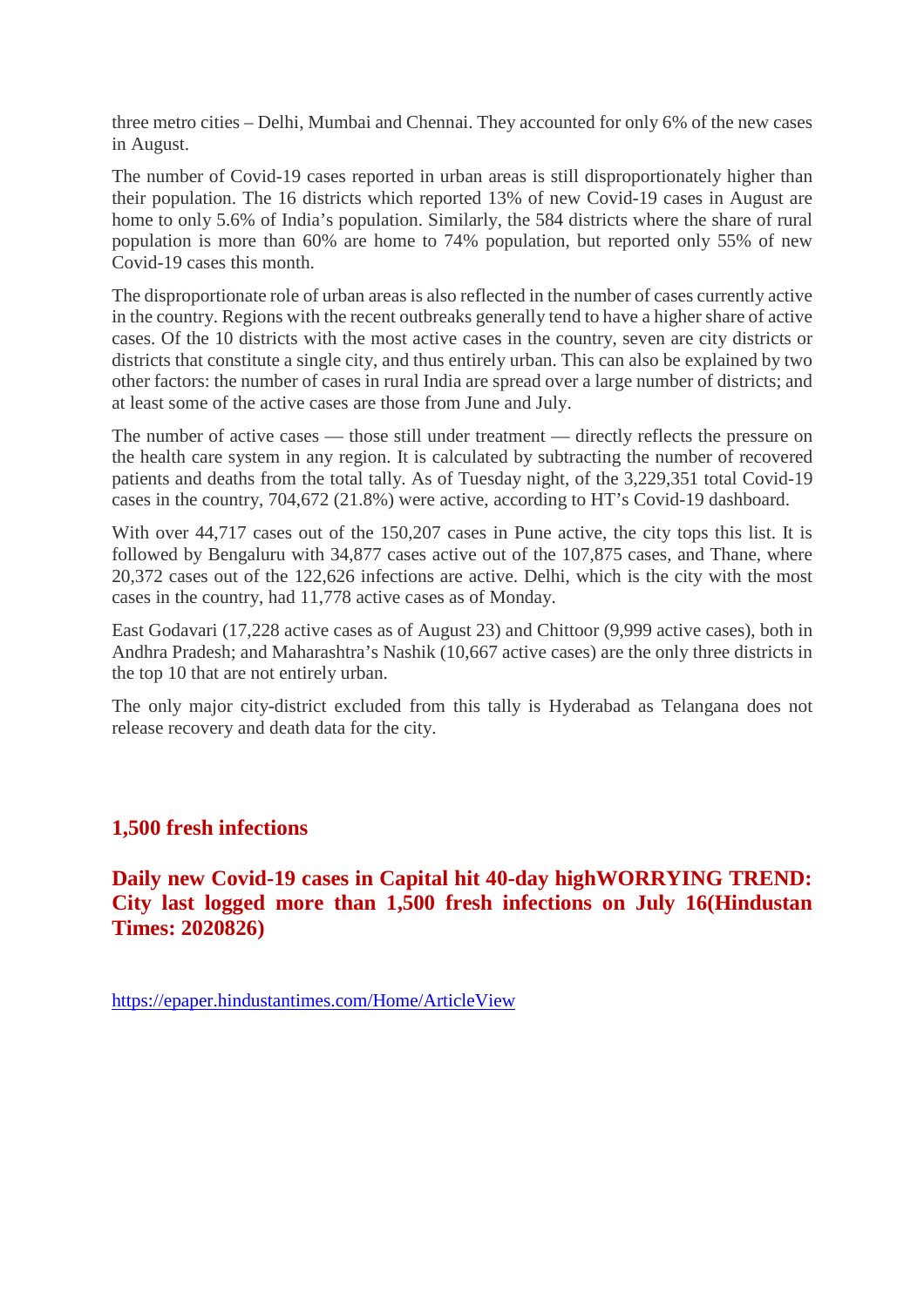three metro cities – Delhi, Mumbai and Chennai. They accounted for only 6% of the new cases in August.

The number of Covid-19 cases reported in urban areas is still disproportionately higher than their population. The 16 districts which reported 13% of new Covid-19 cases in August are home to only 5.6% of India's population. Similarly, the 584 districts where the share of rural population is more than 60% are home to 74% population, but reported only 55% of new Covid-19 cases this month.

The disproportionate role of urban areas is also reflected in the number of cases currently active in the country. Regions with the recent outbreaks generally tend to have a higher share of active cases. Of the 10 districts with the most active cases in the country, seven are city districts or districts that constitute a single city, and thus entirely urban. This can also be explained by two other factors: the number of cases in rural India are spread over a large number of districts; and at least some of the active cases are those from June and July.

The number of active cases — those still under treatment — directly reflects the pressure on the health care system in any region. It is calculated by subtracting the number of recovered patients and deaths from the total tally. As of Tuesday night, of the 3,229,351 total Covid-19 cases in the country, 704,672 (21.8%) were active, according to HT's Covid-19 dashboard.

With over 44,717 cases out of the 150,207 cases in Pune active, the city tops this list. It is followed by Bengaluru with 34,877 cases active out of the 107,875 cases, and Thane, where 20,372 cases out of the 122,626 infections are active. Delhi, which is the city with the most cases in the country, had 11,778 active cases as of Monday.

East Godavari (17,228 active cases as of August 23) and Chittoor (9,999 active cases), both in Andhra Pradesh; and Maharashtra's Nashik (10,667 active cases) are the only three districts in the top 10 that are not entirely urban.

The only major city-district excluded from this tally is Hyderabad as Telangana does not release recovery and death data for the city.

## 1,500 fresh infections

## Daily new Covid-19 cases in Capital hit 40-day highWORRYING TREND: City last logged more than 1,500 fresh infections on July 16(Hindustan Times: 2020826)

https://epaper.hindustantimes.com/Home/ArticleView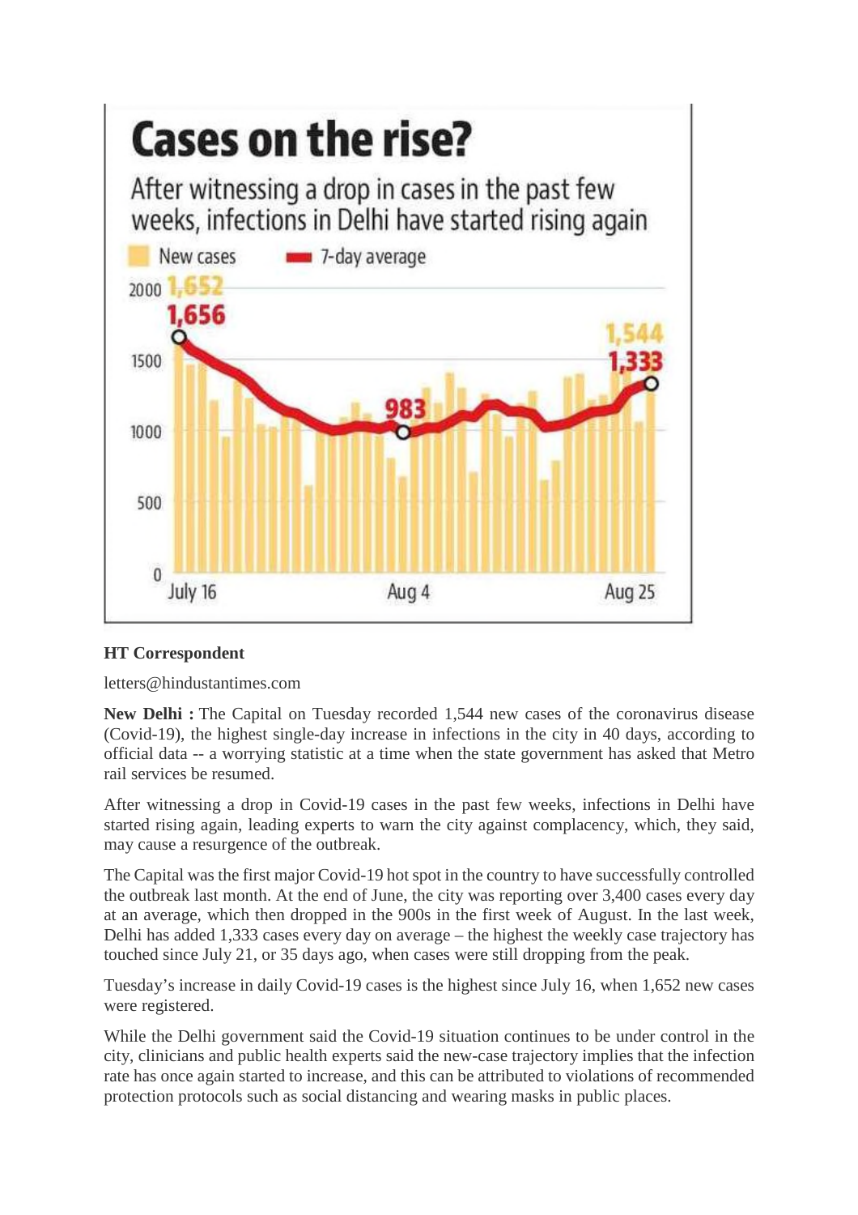# Cases on the rise?

After witnessing a drop in cases in the past few weeks, infections in Delhi have started rising again

New cases — 7-day average

2000 1,652
1,656
1500
1,544
1,333
983
1000
500
0
July 16 — Aug 4 — Aug 25

**HT Correspondent**

letters@hindustantimes.com

**New Delhi :** The Capital on Tuesday recorded 1,544 new cases of the coronavirus disease (Covid-19), the highest single-day increase in infections in the city in 40 days, according to official data -- a worrying statistic at a time when the state government has asked that Metro rail services be resumed.

After witnessing a drop in Covid-19 cases in the past few weeks, infections in Delhi have started rising again, leading experts to warn the city against complacency, which, they said, may cause a resurgence of the outbreak.

The Capital was the first major Covid-19 hot spot in the country to have successfully controlled the outbreak last month. At the end of June, the city was reporting over 3,400 cases every day at an average, which then dropped in the 900s in the first week of August. In the last week, Delhi has added 1,333 cases every day on average – the highest the weekly case trajectory has touched since July 21, or 35 days ago, when cases were still dropping from the peak.

Tuesday's increase in daily Covid-19 cases is the highest since July 16, when 1,652 new cases were registered.

While the Delhi government said the Covid-19 situation continues to be under control in the city, clinicians and public health experts said the new-case trajectory implies that the infection rate has once again started to increase, and this can be attributed to violations of recommended protection protocols such as social distancing and wearing masks in public places.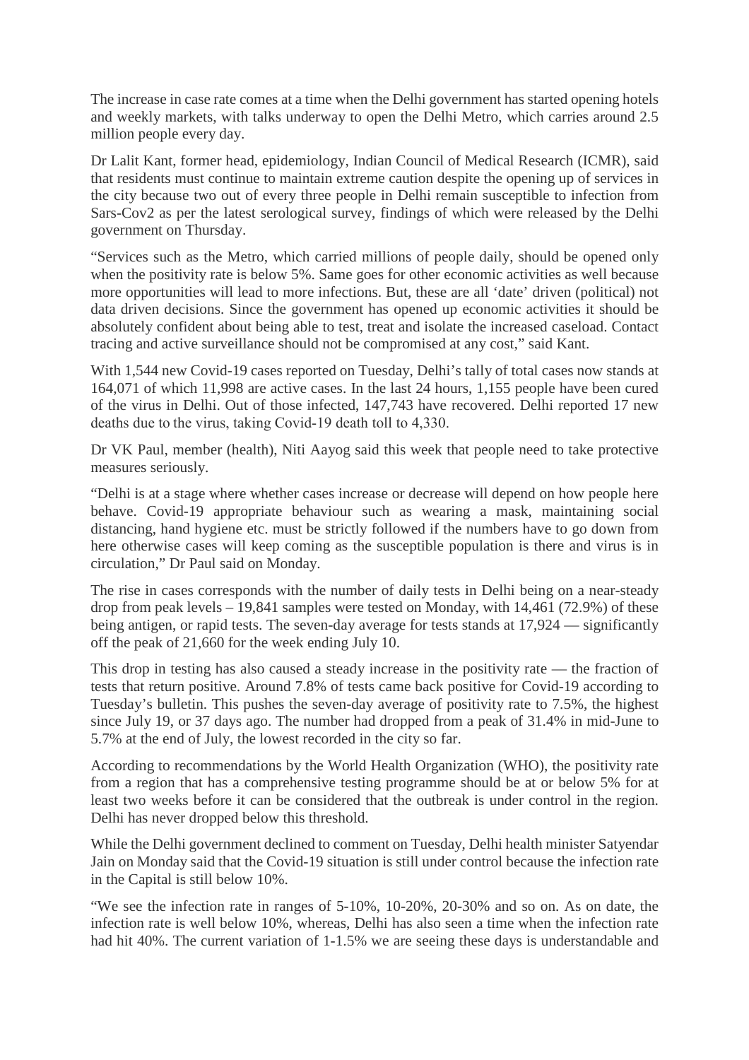The increase in case rate comes at a time when the Delhi government has started opening hotels and weekly markets, with talks underway to open the Delhi Metro, which carries around 2.5 million people every day.

Dr Lalit Kant, former head, epidemiology, Indian Council of Medical Research (ICMR), said that residents must continue to maintain extreme caution despite the opening up of services in the city because two out of every three people in Delhi remain susceptible to infection from Sars-Cov2 as per the latest serological survey, findings of which were released by the Delhi government on Thursday.

"Services such as the Metro, which carried millions of people daily, should be opened only when the positivity rate is below 5%. Same goes for other economic activities as well because more opportunities will lead to more infections. But, these are all 'date' driven (political) not data driven decisions. Since the government has opened up economic activities it should be absolutely confident about being able to test, treat and isolate the increased caseload. Contact tracing and active surveillance should not be compromised at any cost," said Kant.

With 1,544 new Covid-19 cases reported on Tuesday, Delhi's tally of total cases now stands at 164,071 of which 11,998 are active cases. In the last 24 hours, 1,155 people have been cured of the virus in Delhi. Out of those infected, 147,743 have recovered. Delhi reported 17 new deaths due to the virus, taking Covid-19 death toll to 4,330.

Dr VK Paul, member (health), Niti Aayog said this week that people need to take protective measures seriously.

"Delhi is at a stage where whether cases increase or decrease will depend on how people here behave. Covid-19 appropriate behaviour such as wearing a mask, maintaining social distancing, hand hygiene etc. must be strictly followed if the numbers have to go down from here otherwise cases will keep coming as the susceptible population is there and virus is in circulation," Dr Paul said on Monday.

The rise in cases corresponds with the number of daily tests in Delhi being on a near-steady drop from peak levels – 19,841 samples were tested on Monday, with 14,461 (72.9%) of these being antigen, or rapid tests. The seven-day average for tests stands at 17,924 — significantly off the peak of 21,660 for the week ending July 10.

This drop in testing has also caused a steady increase in the positivity rate — the fraction of tests that return positive. Around 7.8% of tests came back positive for Covid-19 according to Tuesday's bulletin. This pushes the seven-day average of positivity rate to 7.5%, the highest since July 19, or 37 days ago. The number had dropped from a peak of 31.4% in mid-June to 5.7% at the end of July, the lowest recorded in the city so far.

According to recommendations by the World Health Organization (WHO), the positivity rate from a region that has a comprehensive testing programme should be at or below 5% for at least two weeks before it can be considered that the outbreak is under control in the region. Delhi has never dropped below this threshold.

While the Delhi government declined to comment on Tuesday, Delhi health minister Satyendar Jain on Monday said that the Covid-19 situation is still under control because the infection rate in the Capital is still below 10%.

"We see the infection rate in ranges of 5-10%, 10-20%, 20-30% and so on. As on date, the infection rate is well below 10%, whereas, Delhi has also seen a time when the infection rate had hit 40%. The current variation of 1-1.5% we are seeing these days is understandable and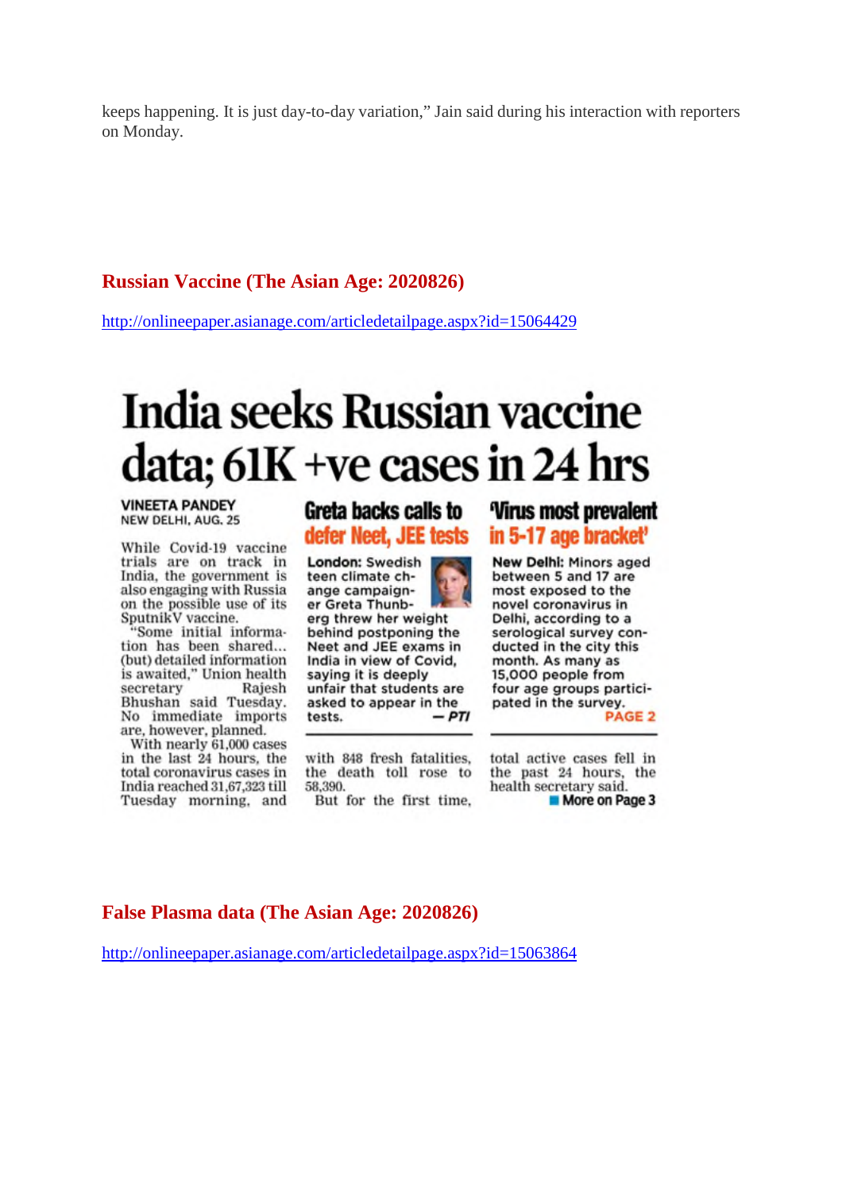keeps happening. It is just day-to-day variation," Jain said during his interaction with reporters on Monday.

## Russian Vaccine (The Asian Age: 2020826)

http://onlineepaper.asianage.com/articledetailpage.aspx?id=15064429

# India seeks Russian vaccine data; 61K +ve cases in 24 hrs

**VINEETA PANDEY**
NEW DELHI, AUG. 25

While Covid-19 vaccine trials are on track in India, the government is also engaging with Russia on the possible use of its SputnikV vaccine.

"Some initial information has been shared... (but) detailed information is awaited," Union health secretary Rajesh Bhushan said Tuesday. No immediate imports are, however, planned.

With nearly 61,000 cases in the last 24 hours, the total coronavirus cases in India reached 31,67,323 till Tuesday morning, and with 848 fresh fatalities, the death toll rose to 58,390.

But for the first time, total active cases fell in the past 24 hours, the health secretary said.

More on Page 3

### Greta backs calls to defer Neet, JEE tests

**London:** Swedish teen climate change campaigner Greta Thunberg threw her weight behind postponing the Neet and JEE exams in India in view of Covid, saying it is deeply unfair that students are asked to appear in the tests. — *PTI*

### 'Virus most prevalent in 5-17 age bracket'

**New Delhi:** Minors aged between 5 and 17 are most exposed to the novel coronavirus in Delhi, according to a serological survey conducted in the city this month. As many as 15,000 people from four age groups participated in the survey.

PAGE 2

## False Plasma data (The Asian Age: 2020826)

http://onlineepaper.asianage.com/articledetailpage.aspx?id=15063864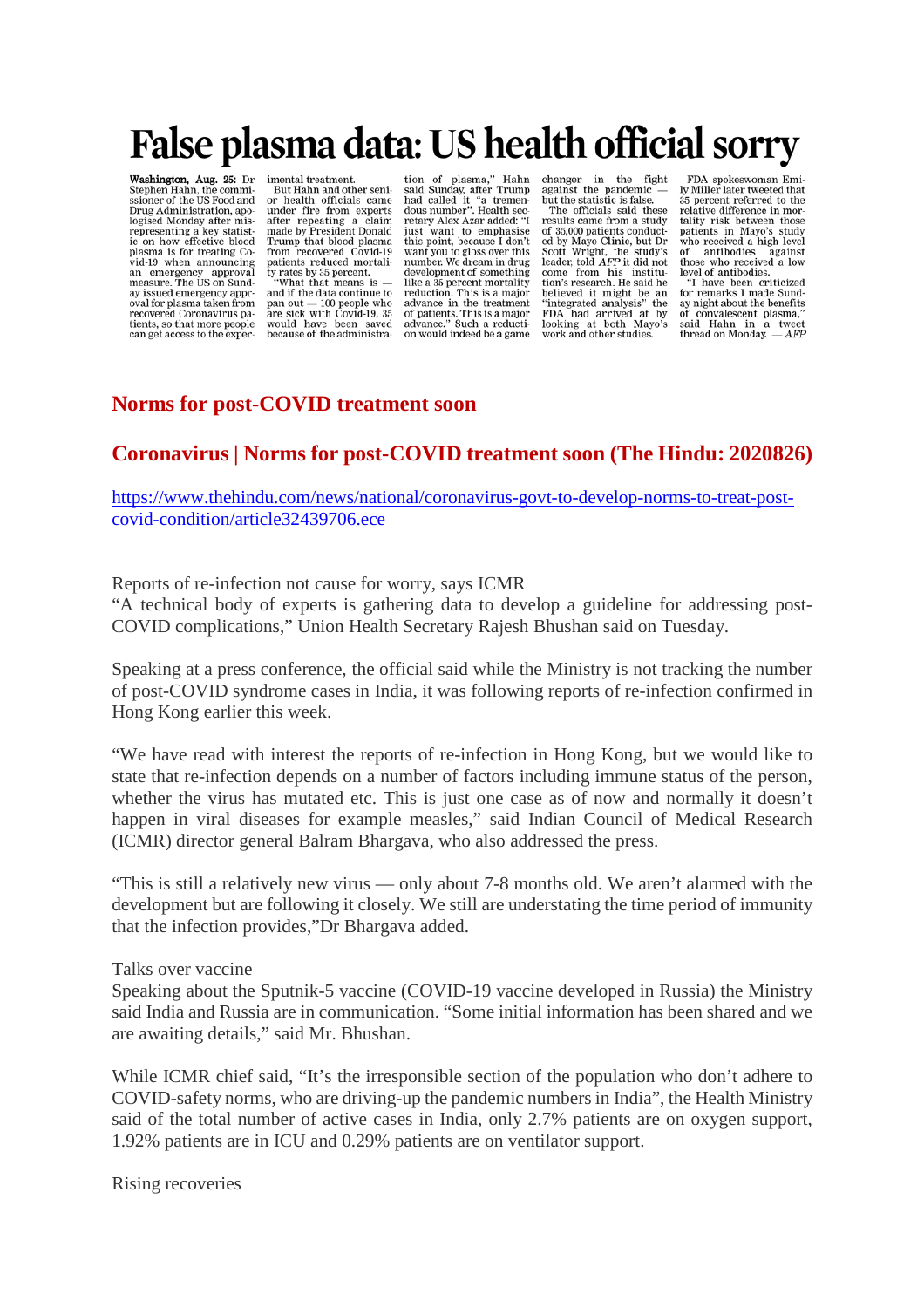# False plasma data: US health official sorry

**Washington, Aug. 25:** Dr Stephen Hahn, the commissioner of the US Food and Drug Administration, apologised Monday after misrepresenting a key statistic on how effective blood plasma is for treating Covid-19 when announcing an emergency approval measure. The US on Sunday issued emergency approval for plasma taken from recovered Coronavirus patients, so that more people can get access to the experimental treatment.

But Hahn and other senior health officials came under fire from experts after repeating a claim made by President Donald Trump that blood plasma from recovered Covid-19 patients reduced mortality rates by 35 percent.

"What that means is — and if the data continue to pan out — 100 people who are sick with Covid-19, 35 would have been saved because of the administration of plasma," Hahn said Sunday, after Trump had called it "a tremendous number". Health secretary Alex Azar added: "I just want to emphasise this point, because I don't want you to gloss over this number. We dream in drug development of something like a 35 percent mortality reduction. This is a major advance in the treatment of patients. This is a major advance." Such a reduction would indeed be a game changer in the fight against the pandemic — but the statistic is false.

The officials said these results came from a study of 35,000 patients conducted by Mayo Clinic, but Dr Scott Wright, the study's leader, told *AFP* it did not come from his institution's research. He said he believed it might be an "integrated analysis" the FDA had arrived at by looking at both Mayo's work and other studies.

FDA spokeswoman Emily Miller later tweeted that 35 percent referred to the relative difference in mortality risk between those patients in Mayo's study who received a high level of antibodies against those who received a low level of antibodies.

"I have been criticized for remarks I made Sunday night about the benefits of convalescent plasma," said Hahn in a tweet thread on Monday. — *AFP*

## Norms for post-COVID treatment soon

## Coronavirus | Norms for post-COVID treatment soon (The Hindu: 2020826)

https://www.thehindu.com/news/national/coronavirus-govt-to-develop-norms-to-treat-post-covid-condition/article32439706.ece

Reports of re-infection not cause for worry, says ICMR

"A technical body of experts is gathering data to develop a guideline for addressing post-COVID complications," Union Health Secretary Rajesh Bhushan said on Tuesday.

Speaking at a press conference, the official said while the Ministry is not tracking the number of post-COVID syndrome cases in India, it was following reports of re-infection confirmed in Hong Kong earlier this week.

"We have read with interest the reports of re-infection in Hong Kong, but we would like to state that re-infection depends on a number of factors including immune status of the person, whether the virus has mutated etc. This is just one case as of now and normally it doesn't happen in viral diseases for example measles," said Indian Council of Medical Research (ICMR) director general Balram Bhargava, who also addressed the press.

"This is still a relatively new virus — only about 7-8 months old. We aren't alarmed with the development but are following it closely. We still are understating the time period of immunity that the infection provides,"Dr Bhargava added.

Talks over vaccine

Speaking about the Sputnik-5 vaccine (COVID-19 vaccine developed in Russia) the Ministry said India and Russia are in communication. "Some initial information has been shared and we are awaiting details," said Mr. Bhushan.

While ICMR chief said, "It's the irresponsible section of the population who don't adhere to COVID-safety norms, who are driving-up the pandemic numbers in India", the Health Ministry said of the total number of active cases in India, only 2.7% patients are on oxygen support, 1.92% patients are in ICU and 0.29% patients are on ventilator support.

Rising recoveries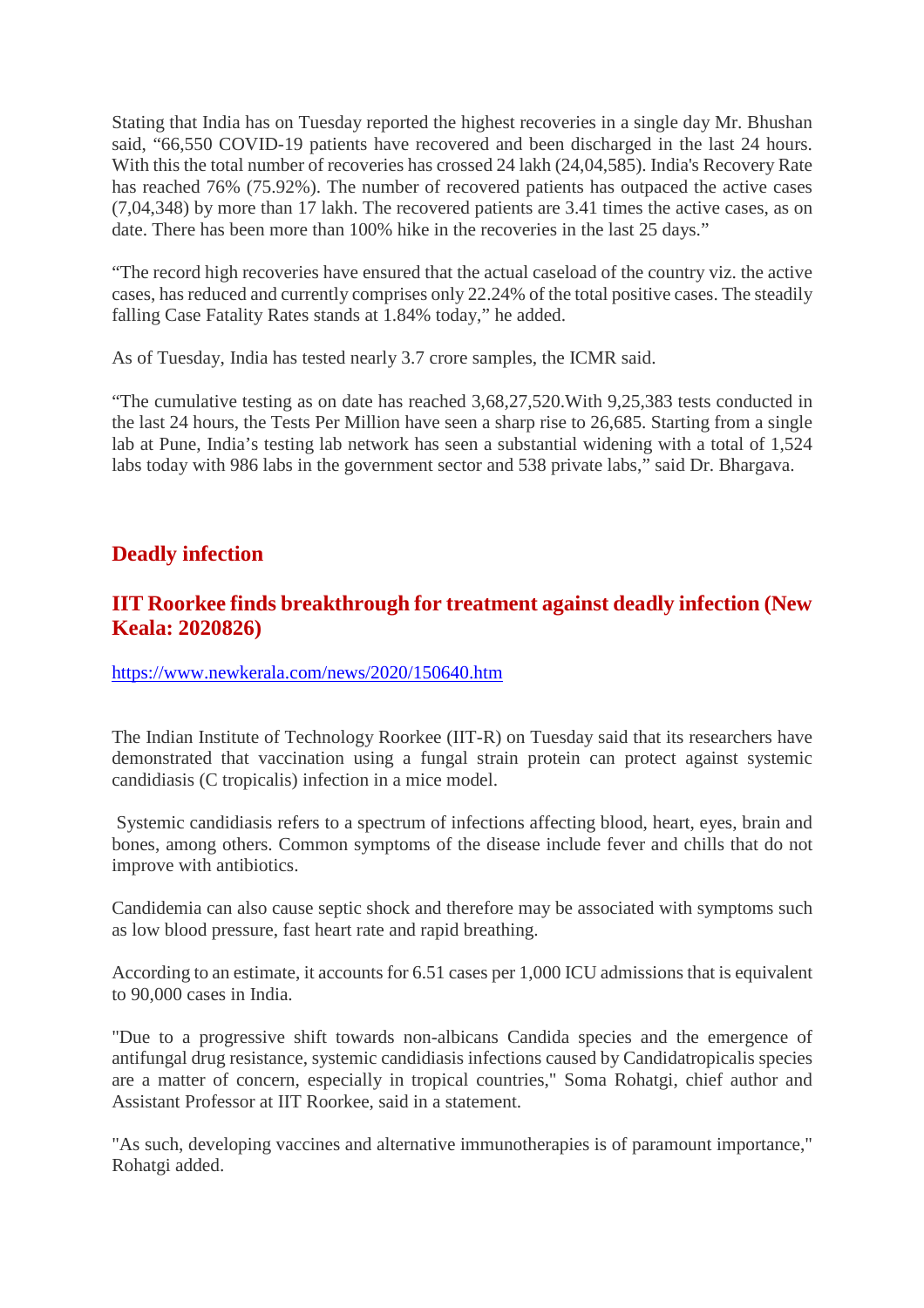Stating that India has on Tuesday reported the highest recoveries in a single day Mr. Bhushan said, "66,550 COVID-19 patients have recovered and been discharged in the last 24 hours. With this the total number of recoveries has crossed 24 lakh (24,04,585). India's Recovery Rate has reached 76% (75.92%). The number of recovered patients has outpaced the active cases (7,04,348) by more than 17 lakh. The recovered patients are 3.41 times the active cases, as on date. There has been more than 100% hike in the recoveries in the last 25 days."

"The record high recoveries have ensured that the actual caseload of the country viz. the active cases, has reduced and currently comprises only 22.24% of the total positive cases. The steadily falling Case Fatality Rates stands at 1.84% today," he added.

As of Tuesday, India has tested nearly 3.7 crore samples, the ICMR said.

"The cumulative testing as on date has reached 3,68,27,520.With 9,25,383 tests conducted in the last 24 hours, the Tests Per Million have seen a sharp rise to 26,685. Starting from a single lab at Pune, India's testing lab network has seen a substantial widening with a total of 1,524 labs today with 986 labs in the government sector and 538 private labs," said Dr. Bhargava.

## Deadly infection

### IIT Roorkee finds breakthrough for treatment against deadly infection (New Keala: 2020826)

https://www.newkerala.com/news/2020/150640.htm

The Indian Institute of Technology Roorkee (IIT-R) on Tuesday said that its researchers have demonstrated that vaccination using a fungal strain protein can protect against systemic candidiasis (C tropicalis) infection in a mice model.

Systemic candidiasis refers to a spectrum of infections affecting blood, heart, eyes, brain and bones, among others. Common symptoms of the disease include fever and chills that do not improve with antibiotics.

Candidemia can also cause septic shock and therefore may be associated with symptoms such as low blood pressure, fast heart rate and rapid breathing.

According to an estimate, it accounts for 6.51 cases per 1,000 ICU admissions that is equivalent to 90,000 cases in India.

"Due to a progressive shift towards non-albicans Candida species and the emergence of antifungal drug resistance, systemic candidiasis infections caused by Candidatropicalis species are a matter of concern, especially in tropical countries," Soma Rohatgi, chief author and Assistant Professor at IIT Roorkee, said in a statement.

"As such, developing vaccines and alternative immunotherapies is of paramount importance," Rohatgi added.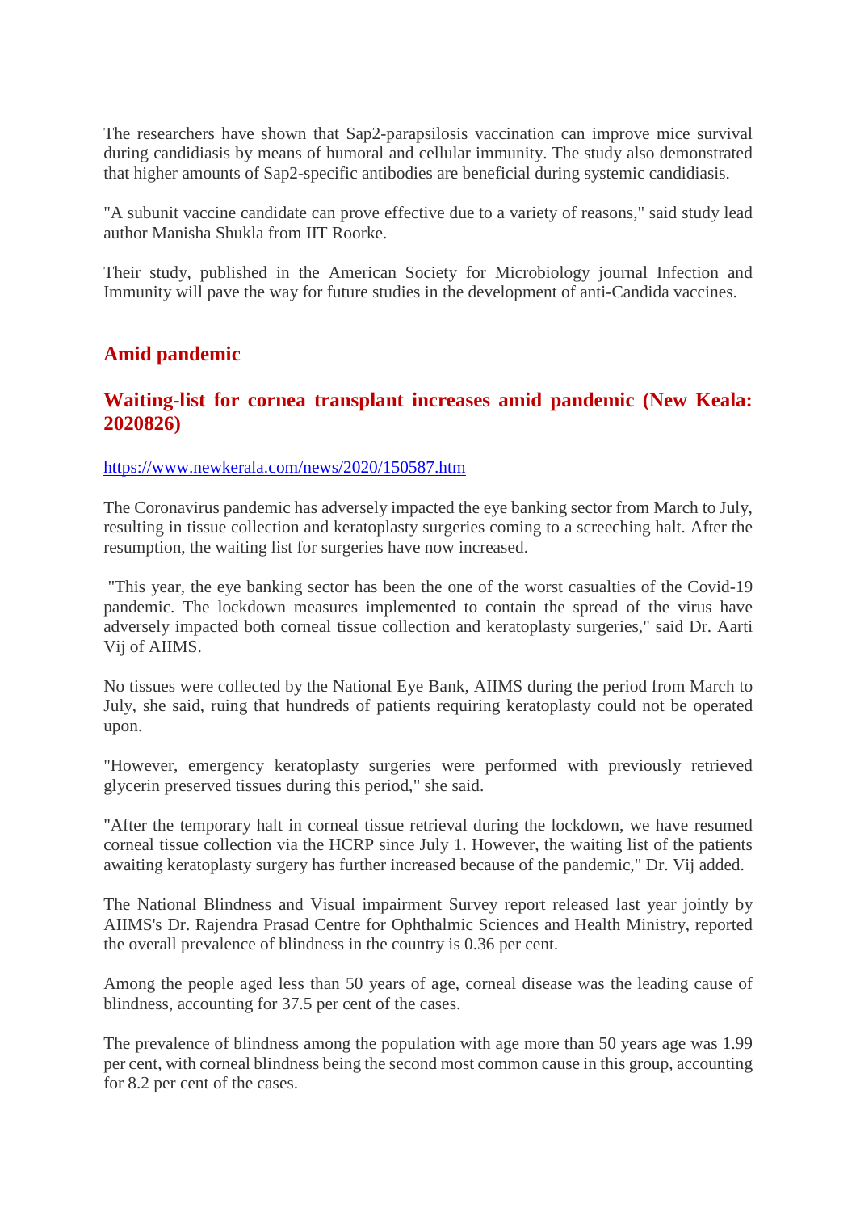The researchers have shown that Sap2-parapsilosis vaccination can improve mice survival during candidiasis by means of humoral and cellular immunity. The study also demonstrated that higher amounts of Sap2-specific antibodies are beneficial during systemic candidiasis.

"A subunit vaccine candidate can prove effective due to a variety of reasons," said study lead author Manisha Shukla from IIT Roorke.

Their study, published in the American Society for Microbiology journal Infection and Immunity will pave the way for future studies in the development of anti-Candida vaccines.

## Amid pandemic

### Waiting-list for cornea transplant increases amid pandemic (New Keala: 2020826)

https://www.newkerala.com/news/2020/150587.htm

The Coronavirus pandemic has adversely impacted the eye banking sector from March to July, resulting in tissue collection and keratoplasty surgeries coming to a screeching halt. After the resumption, the waiting list for surgeries have now increased.

"This year, the eye banking sector has been the one of the worst casualties of the Covid-19 pandemic. The lockdown measures implemented to contain the spread of the virus have adversely impacted both corneal tissue collection and keratoplasty surgeries," said Dr. Aarti Vij of AIIMS.

No tissues were collected by the National Eye Bank, AIIMS during the period from March to July, she said, ruing that hundreds of patients requiring keratoplasty could not be operated upon.

"However, emergency keratoplasty surgeries were performed with previously retrieved glycerin preserved tissues during this period," she said.

"After the temporary halt in corneal tissue retrieval during the lockdown, we have resumed corneal tissue collection via the HCRP since July 1. However, the waiting list of the patients awaiting keratoplasty surgery has further increased because of the pandemic," Dr. Vij added.

The National Blindness and Visual impairment Survey report released last year jointly by AIIMS's Dr. Rajendra Prasad Centre for Ophthalmic Sciences and Health Ministry, reported the overall prevalence of blindness in the country is 0.36 per cent.

Among the people aged less than 50 years of age, corneal disease was the leading cause of blindness, accounting for 37.5 per cent of the cases.

The prevalence of blindness among the population with age more than 50 years age was 1.99 per cent, with corneal blindness being the second most common cause in this group, accounting for 8.2 per cent of the cases.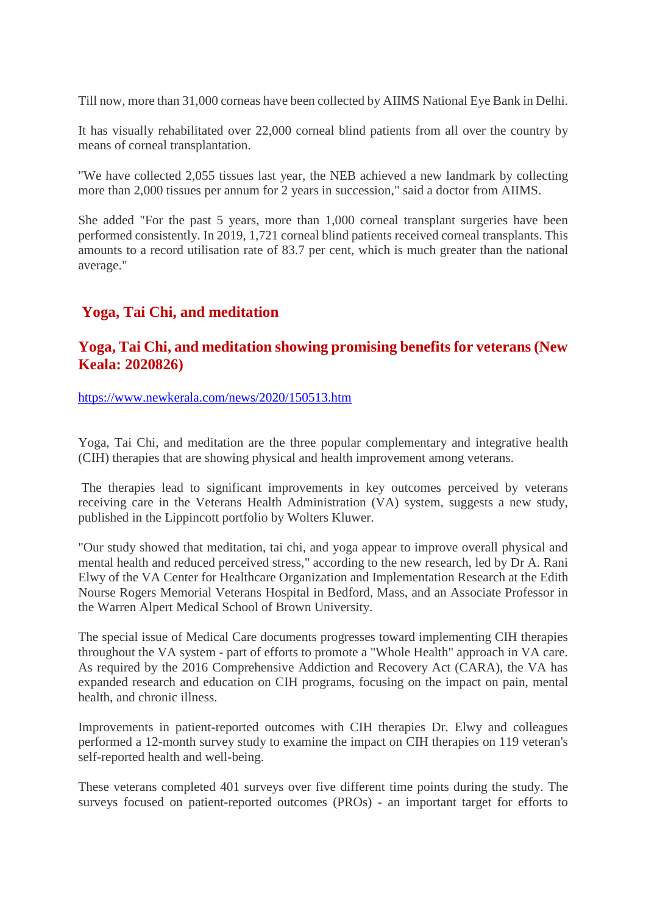Till now, more than 31,000 corneas have been collected by AIIMS National Eye Bank in Delhi.

It has visually rehabilitated over 22,000 corneal blind patients from all over the country by means of corneal transplantation.

"We have collected 2,055 tissues last year, the NEB achieved a new landmark by collecting more than 2,000 tissues per annum for 2 years in succession," said a doctor from AIIMS.

She added "For the past 5 years, more than 1,000 corneal transplant surgeries have been performed consistently. In 2019, 1,721 corneal blind patients received corneal transplants. This amounts to a record utilisation rate of 83.7 per cent, which is much greater than the national average."

## Yoga, Tai Chi, and meditation

### Yoga, Tai Chi, and meditation showing promising benefits for veterans (New Keala: 2020826)

https://www.newkerala.com/news/2020/150513.htm

Yoga, Tai Chi, and meditation are the three popular complementary and integrative health (CIH) therapies that are showing physical and health improvement among veterans.

The therapies lead to significant improvements in key outcomes perceived by veterans receiving care in the Veterans Health Administration (VA) system, suggests a new study, published in the Lippincott portfolio by Wolters Kluwer.

"Our study showed that meditation, tai chi, and yoga appear to improve overall physical and mental health and reduced perceived stress," according to the new research, led by Dr A. Rani Elwy of the VA Center for Healthcare Organization and Implementation Research at the Edith Nourse Rogers Memorial Veterans Hospital in Bedford, Mass, and an Associate Professor in the Warren Alpert Medical School of Brown University.

The special issue of Medical Care documents progresses toward implementing CIH therapies throughout the VA system - part of efforts to promote a "Whole Health" approach in VA care. As required by the 2016 Comprehensive Addiction and Recovery Act (CARA), the VA has expanded research and education on CIH programs, focusing on the impact on pain, mental health, and chronic illness.

Improvements in patient-reported outcomes with CIH therapies Dr. Elwy and colleagues performed a 12-month survey study to examine the impact on CIH therapies on 119 veteran's self-reported health and well-being.

These veterans completed 401 surveys over five different time points during the study. The surveys focused on patient-reported outcomes (PROs) - an important target for efforts to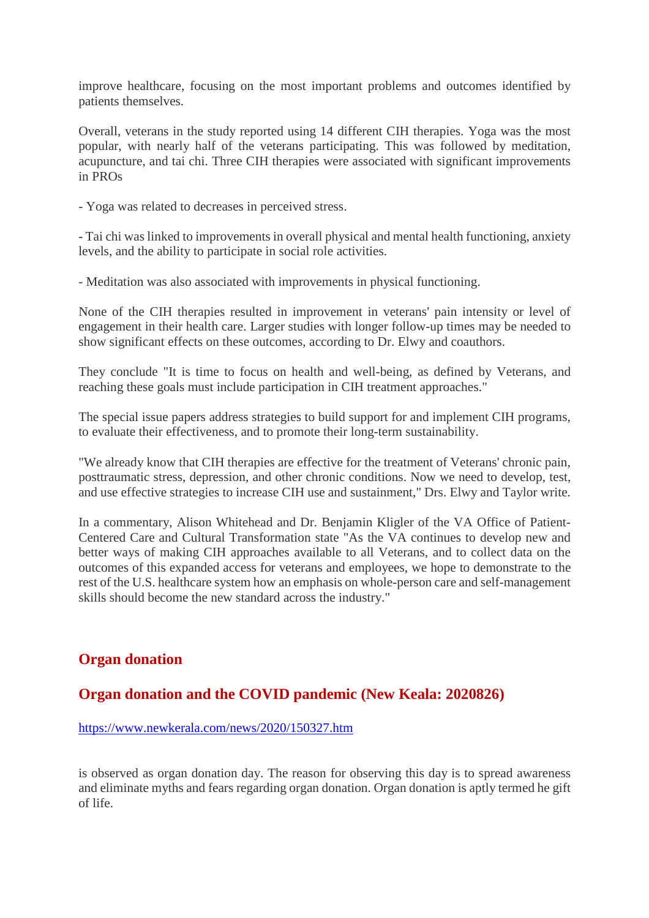improve healthcare, focusing on the most important problems and outcomes identified by patients themselves.

Overall, veterans in the study reported using 14 different CIH therapies. Yoga was the most popular, with nearly half of the veterans participating. This was followed by meditation, acupuncture, and tai chi. Three CIH therapies were associated with significant improvements in PROs

- Yoga was related to decreases in perceived stress.

- Tai chi was linked to improvements in overall physical and mental health functioning, anxiety levels, and the ability to participate in social role activities.

- Meditation was also associated with improvements in physical functioning.

None of the CIH therapies resulted in improvement in veterans' pain intensity or level of engagement in their health care. Larger studies with longer follow-up times may be needed to show significant effects on these outcomes, according to Dr. Elwy and coauthors.

They conclude "It is time to focus on health and well-being, as defined by Veterans, and reaching these goals must include participation in CIH treatment approaches."

The special issue papers address strategies to build support for and implement CIH programs, to evaluate their effectiveness, and to promote their long-term sustainability.

"We already know that CIH therapies are effective for the treatment of Veterans' chronic pain, posttraumatic stress, depression, and other chronic conditions. Now we need to develop, test, and use effective strategies to increase CIH use and sustainment," Drs. Elwy and Taylor write.

In a commentary, Alison Whitehead and Dr. Benjamin Kligler of the VA Office of Patient-Centered Care and Cultural Transformation state "As the VA continues to develop new and better ways of making CIH approaches available to all Veterans, and to collect data on the outcomes of this expanded access for veterans and employees, we hope to demonstrate to the rest of the U.S. healthcare system how an emphasis on whole-person care and self-management skills should become the new standard across the industry."

## Organ donation

## Organ donation and the COVID pandemic (New Keala: 2020826)

https://www.newkerala.com/news/2020/150327.htm

is observed as organ donation day. The reason for observing this day is to spread awareness and eliminate myths and fears regarding organ donation. Organ donation is aptly termed he gift of life.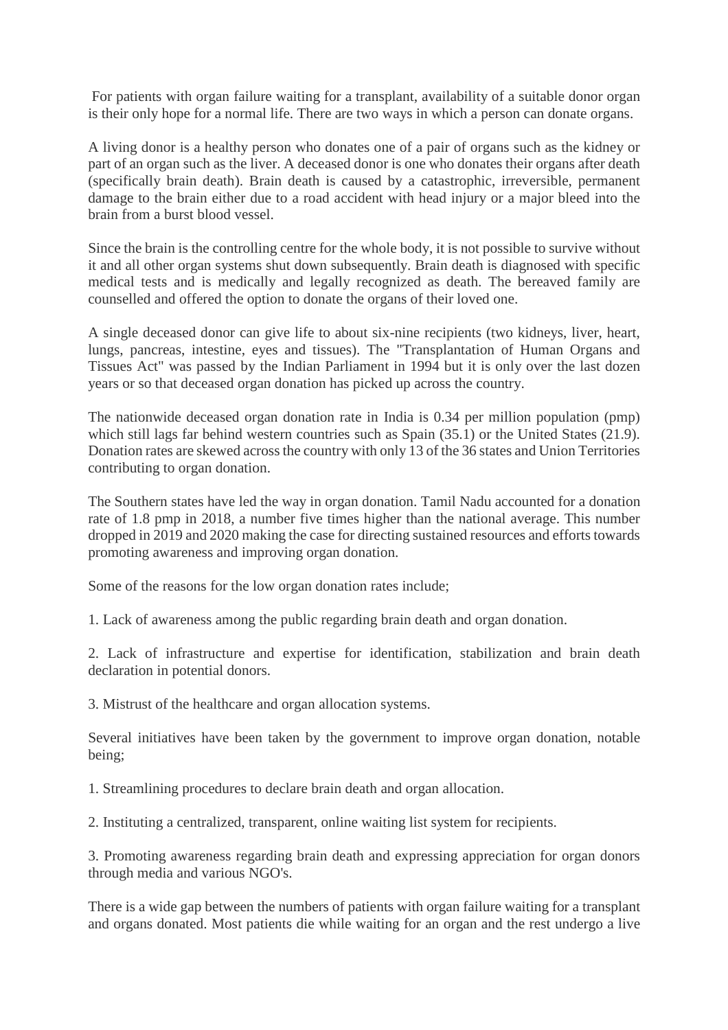For patients with organ failure waiting for a transplant, availability of a suitable donor organ is their only hope for a normal life. There are two ways in which a person can donate organs.

A living donor is a healthy person who donates one of a pair of organs such as the kidney or part of an organ such as the liver. A deceased donor is one who donates their organs after death (specifically brain death). Brain death is caused by a catastrophic, irreversible, permanent damage to the brain either due to a road accident with head injury or a major bleed into the brain from a burst blood vessel.

Since the brain is the controlling centre for the whole body, it is not possible to survive without it and all other organ systems shut down subsequently. Brain death is diagnosed with specific medical tests and is medically and legally recognized as death. The bereaved family are counselled and offered the option to donate the organs of their loved one.

A single deceased donor can give life to about six-nine recipients (two kidneys, liver, heart, lungs, pancreas, intestine, eyes and tissues). The "Transplantation of Human Organs and Tissues Act" was passed by the Indian Parliament in 1994 but it is only over the last dozen years or so that deceased organ donation has picked up across the country.

The nationwide deceased organ donation rate in India is 0.34 per million population (pmp) which still lags far behind western countries such as Spain (35.1) or the United States (21.9). Donation rates are skewed across the country with only 13 of the 36 states and Union Territories contributing to organ donation.

The Southern states have led the way in organ donation. Tamil Nadu accounted for a donation rate of 1.8 pmp in 2018, a number five times higher than the national average. This number dropped in 2019 and 2020 making the case for directing sustained resources and efforts towards promoting awareness and improving organ donation.

Some of the reasons for the low organ donation rates include;

1. Lack of awareness among the public regarding brain death and organ donation.

2. Lack of infrastructure and expertise for identification, stabilization and brain death declaration in potential donors.

3. Mistrust of the healthcare and organ allocation systems.

Several initiatives have been taken by the government to improve organ donation, notable being;

1. Streamlining procedures to declare brain death and organ allocation.

2. Instituting a centralized, transparent, online waiting list system for recipients.

3. Promoting awareness regarding brain death and expressing appreciation for organ donors through media and various NGO's.

There is a wide gap between the numbers of patients with organ failure waiting for a transplant and organs donated. Most patients die while waiting for an organ and the rest undergo a live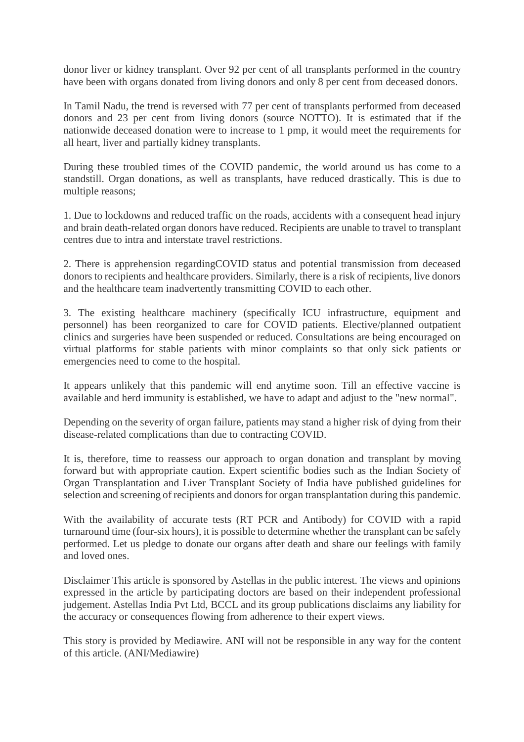donor liver or kidney transplant. Over 92 per cent of all transplants performed in the country have been with organs donated from living donors and only 8 per cent from deceased donors.

In Tamil Nadu, the trend is reversed with 77 per cent of transplants performed from deceased donors and 23 per cent from living donors (source NOTTO). It is estimated that if the nationwide deceased donation were to increase to 1 pmp, it would meet the requirements for all heart, liver and partially kidney transplants.

During these troubled times of the COVID pandemic, the world around us has come to a standstill. Organ donations, as well as transplants, have reduced drastically. This is due to multiple reasons;

1. Due to lockdowns and reduced traffic on the roads, accidents with a consequent head injury and brain death-related organ donors have reduced. Recipients are unable to travel to transplant centres due to intra and interstate travel restrictions.

2. There is apprehension regardingCOVID status and potential transmission from deceased donors to recipients and healthcare providers. Similarly, there is a risk of recipients, live donors and the healthcare team inadvertently transmitting COVID to each other.

3. The existing healthcare machinery (specifically ICU infrastructure, equipment and personnel) has been reorganized to care for COVID patients. Elective/planned outpatient clinics and surgeries have been suspended or reduced. Consultations are being encouraged on virtual platforms for stable patients with minor complaints so that only sick patients or emergencies need to come to the hospital.

It appears unlikely that this pandemic will end anytime soon. Till an effective vaccine is available and herd immunity is established, we have to adapt and adjust to the "new normal".

Depending on the severity of organ failure, patients may stand a higher risk of dying from their disease-related complications than due to contracting COVID.

It is, therefore, time to reassess our approach to organ donation and transplant by moving forward but with appropriate caution. Expert scientific bodies such as the Indian Society of Organ Transplantation and Liver Transplant Society of India have published guidelines for selection and screening of recipients and donors for organ transplantation during this pandemic.

With the availability of accurate tests (RT PCR and Antibody) for COVID with a rapid turnaround time (four-six hours), it is possible to determine whether the transplant can be safely performed. Let us pledge to donate our organs after death and share our feelings with family and loved ones.

Disclaimer This article is sponsored by Astellas in the public interest. The views and opinions expressed in the article by participating doctors are based on their independent professional judgement. Astellas India Pvt Ltd, BCCL and its group publications disclaims any liability for the accuracy or consequences flowing from adherence to their expert views.

This story is provided by Mediawire. ANI will not be responsible in any way for the content of this article. (ANI/Mediawire)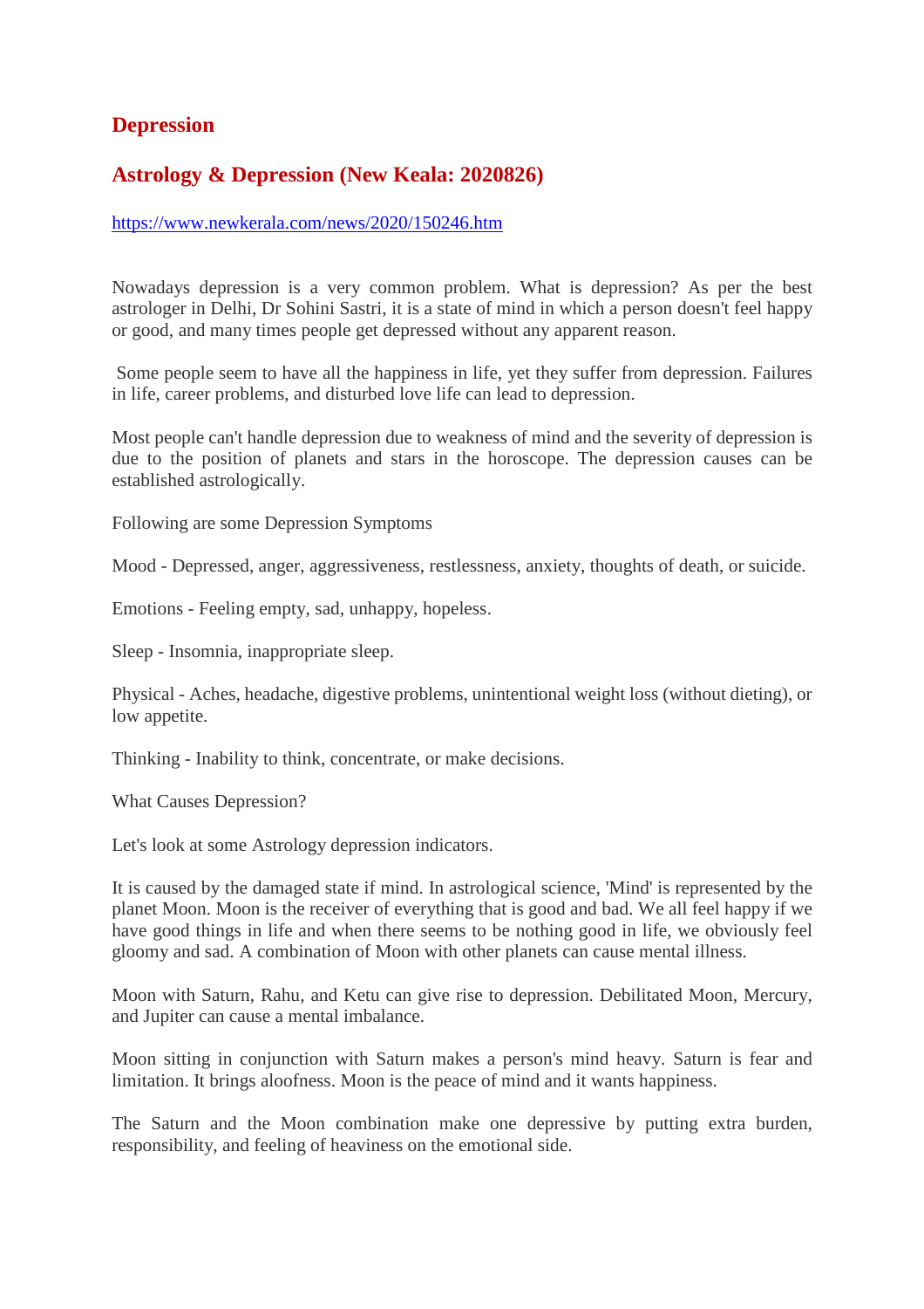## Depression

## Astrology & Depression (New Keala: 2020826)

https://www.newkerala.com/news/2020/150246.htm

Nowadays depression is a very common problem. What is depression? As per the best astrologer in Delhi, Dr Sohini Sastri, it is a state of mind in which a person doesn't feel happy or good, and many times people get depressed without any apparent reason.

Some people seem to have all the happiness in life, yet they suffer from depression. Failures in life, career problems, and disturbed love life can lead to depression.

Most people can't handle depression due to weakness of mind and the severity of depression is due to the position of planets and stars in the horoscope. The depression causes can be established astrologically.

Following are some Depression Symptoms

Mood - Depressed, anger, aggressiveness, restlessness, anxiety, thoughts of death, or suicide.

Emotions - Feeling empty, sad, unhappy, hopeless.

Sleep - Insomnia, inappropriate sleep.

Physical - Aches, headache, digestive problems, unintentional weight loss (without dieting), or low appetite.

Thinking - Inability to think, concentrate, or make decisions.

What Causes Depression?

Let's look at some Astrology depression indicators.

It is caused by the damaged state if mind. In astrological science, 'Mind' is represented by the planet Moon. Moon is the receiver of everything that is good and bad. We all feel happy if we have good things in life and when there seems to be nothing good in life, we obviously feel gloomy and sad. A combination of Moon with other planets can cause mental illness.

Moon with Saturn, Rahu, and Ketu can give rise to depression. Debilitated Moon, Mercury, and Jupiter can cause a mental imbalance.

Moon sitting in conjunction with Saturn makes a person's mind heavy. Saturn is fear and limitation. It brings aloofness. Moon is the peace of mind and it wants happiness.

The Saturn and the Moon combination make one depressive by putting extra burden, responsibility, and feeling of heaviness on the emotional side.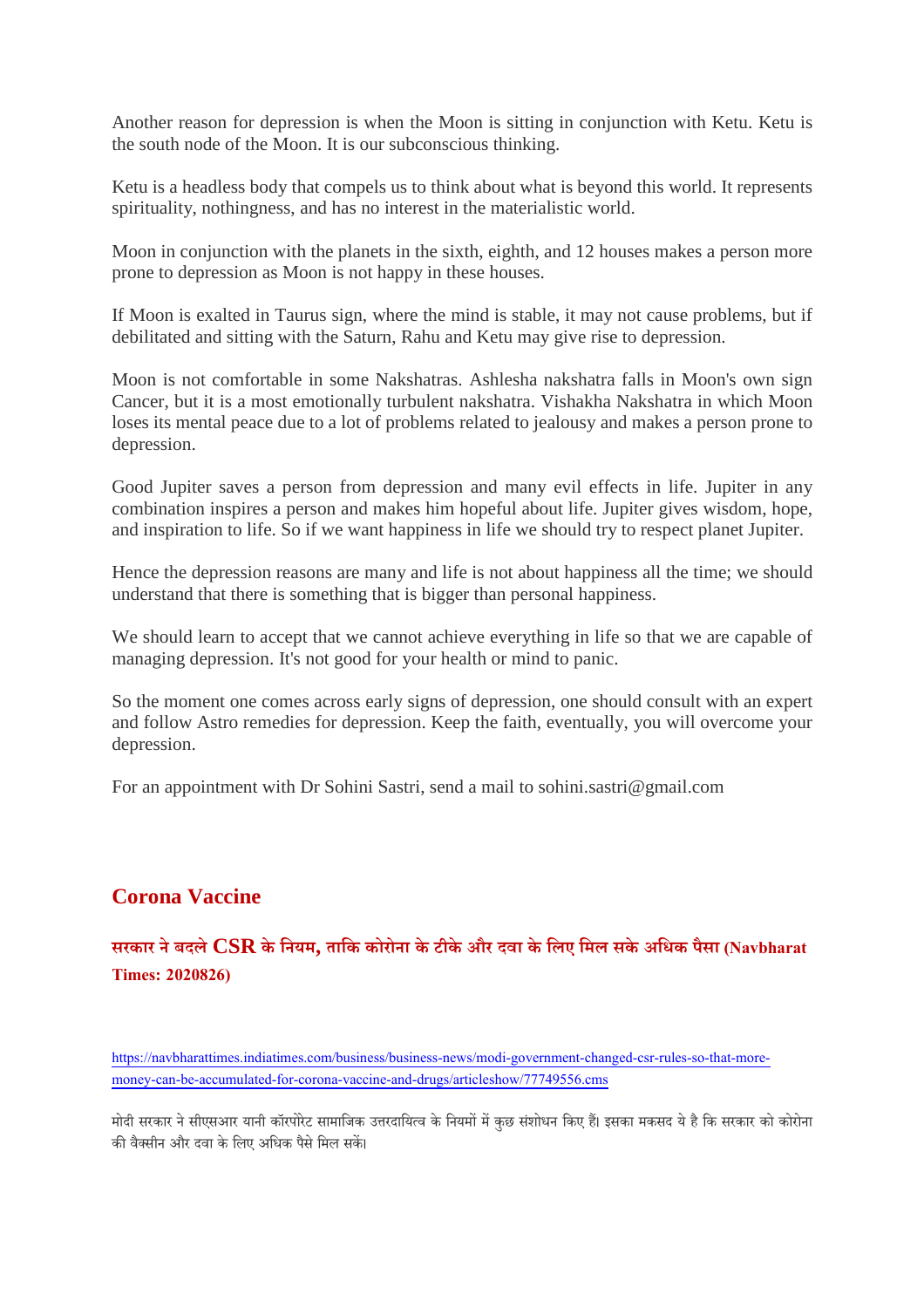Another reason for depression is when the Moon is sitting in conjunction with Ketu. Ketu is the south node of the Moon. It is our subconscious thinking.

Ketu is a headless body that compels us to think about what is beyond this world. It represents spirituality, nothingness, and has no interest in the materialistic world.

Moon in conjunction with the planets in the sixth, eighth, and 12 houses makes a person more prone to depression as Moon is not happy in these houses.

If Moon is exalted in Taurus sign, where the mind is stable, it may not cause problems, but if debilitated and sitting with the Saturn, Rahu and Ketu may give rise to depression.

Moon is not comfortable in some Nakshatras. Ashlesha nakshatra falls in Moon's own sign Cancer, but it is a most emotionally turbulent nakshatra. Vishakha Nakshatra in which Moon loses its mental peace due to a lot of problems related to jealousy and makes a person prone to depression.

Good Jupiter saves a person from depression and many evil effects in life. Jupiter in any combination inspires a person and makes him hopeful about life. Jupiter gives wisdom, hope, and inspiration to life. So if we want happiness in life we should try to respect planet Jupiter.

Hence the depression reasons are many and life is not about happiness all the time; we should understand that there is something that is bigger than personal happiness.

We should learn to accept that we cannot achieve everything in life so that we are capable of managing depression. It's not good for your health or mind to panic.

So the moment one comes across early signs of depression, one should consult with an expert and follow Astro remedies for depression. Keep the faith, eventually, you will overcome your depression.

For an appointment with Dr Sohini Sastri, send a mail to sohini.sastri@gmail.com

## Corona Vaccine

### सरकार ने बदले CSR के नियम, ताकि कोरोना के टीके और दवा के लिए मिल सके अधिक पैसा (Navbharat Times: 2020826)

https://navbharattimes.indiatimes.com/business/business-news/modi-government-changed-csr-rules-so-that-more-money-can-be-accumulated-for-corona-vaccine-and-drugs/articleshow/77749556.cms

मोदी सरकार ने सीएसआर यानी कॉरपोरेट सामाजिक उत्तरदायित्व के नियमों में कुछ संशोधन किए हैं। इसका मकसद ये है कि सरकार को कोरोना की वैक्सीन और दवा के लिए अधिक पैसे मिल सकें।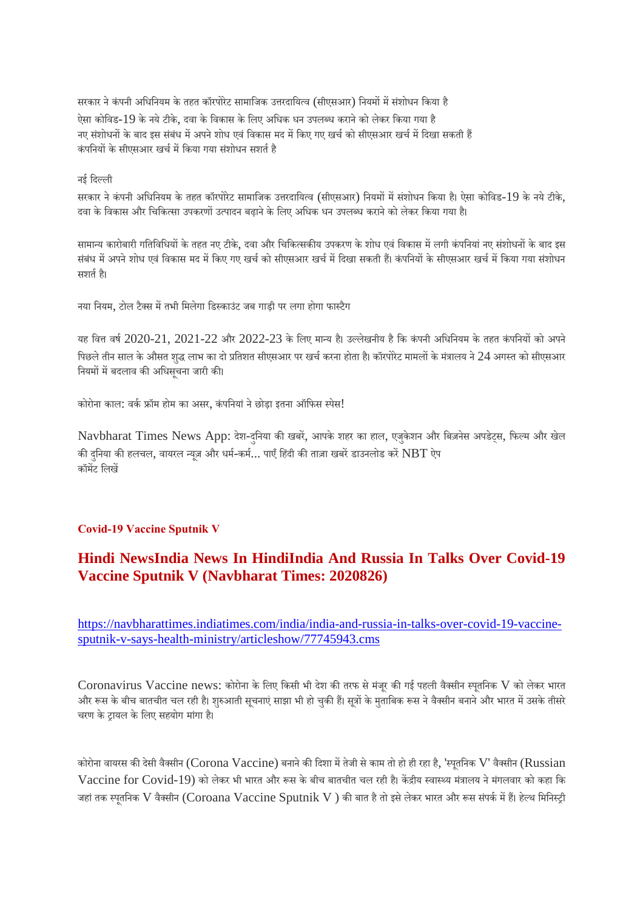सरकार ने कंपनी अधिनियम के तहत कॉरपोरेट सामाजिक उत्तरदायित्व (सीएसआर) नियमों में संशोधन किया है
ऐसा कोविड-19 के नये टीके, दवा के विकास के लिए अधिक धन उपलब्ध कराने को लेकर किया गया है
नए संशोधनों के बाद इस संबंध में अपने शोध एवं विकास मद में किए गए खर्च को सीएसआर खर्च में दिखा सकती हैं
कंपनियों के सीएसआर खर्च में किया गया संशोधन सशर्त है

नई दिल्ली

सरकार ने कंपनी अधिनियम के तहत कॉरपोरेट सामाजिक उत्तरदायित्व (सीएसआर) नियमों में संशोधन किया है। ऐसा कोविड-19 के नये टीके, दवा के विकास और चिकित्सा उपकरणों उत्पादन बढ़ाने के लिए अधिक धन उपलब्ध कराने को लेकर किया गया है।

सामान्य कारोबारी गतिविधियों के तहत नए टीके, दवा और चिकित्सकीय उपकरण के शोध एवं विकास में लगी कंपनियां नए संशोधनों के बाद इस संबंध में अपने शोध एवं विकास मद में किए गए खर्च को सीएसआर खर्च में दिखा सकती हैं। कंपनियों के सीएसआर खर्च में किया गया संशोधन सशर्त है।

नया नियम, टोल टैक्स में तभी मिलेगा डिस्काउंट जब गाड़ी पर लगा होगा फास्टैग

यह वित्त वर्ष 2020-21, 2021-22 और 2022-23 के लिए मान्य है। उल्लेखनीय है कि कंपनी अधिनियम के तहत कंपनियों को अपने पिछले तीन साल के औसत शुद्ध लाभ का दो प्रतिशत सीएसआर पर खर्च करना होता है। कॉरपोरेट मामलों के मंत्रालय ने 24 अगस्त को सीएसआर नियमों में बदलाव की अधिसूचना जारी की।

कोरोना काल: वर्क फ्रॉम होम का असर, कंपनियां ने छोड़ा इतना ऑफिस स्पेस!

Navbharat Times News App: देश-दुनिया की खबरें, आपके शहर का हाल, एजुकेशन और बिज़नेस अपडेट्स, फिल्म और खेल की दुनिया की हलचल, वायरल न्यूज़ और धर्म-कर्म... पाएँ हिंदी की ताज़ा खबरें डाउनलोड करें NBT ऐप
कॉमेंट लिखें

**Covid-19 Vaccine Sputnik V**

## Hindi NewsIndia News In HindiIndia And Russia In Talks Over Covid-19 Vaccine Sputnik V (Navbharat Times: 2020826)

https://navbharattimes.indiatimes.com/india/india-and-russia-in-talks-over-covid-19-vaccine-sputnik-v-says-health-ministry/articleshow/77745943.cms

Coronavirus Vaccine news: कोरोना के लिए किसी भी देश की तरफ से मंजूर की गई पहली वैक्सीन स्पूतनिक V को लेकर भारत और रूस के बीच बातचीत चल रही है। शुरुआती सूचनाएं साझा भी हो चुकी हैं। सूत्रों के मुताबिक रूस ने वैक्सीन बनाने और भारत में उसके तीसरे चरण के ट्रायल के लिए सहयोग मांगा है।

कोरोना वायरस की देसी वैक्सीन (Corona Vaccine) बनाने की दिशा में तेजी से काम तो हो ही रहा है, 'स्पूतनिक V' वैक्सीन (Russian Vaccine for Covid-19) को लेकर भी भारत और रूस के बीच बातचीत चल रही है। केंद्रीय स्वास्थ्य मंत्रालय ने मंगलवार को कहा कि जहां तक स्पूतनिक V वैक्सीन (Coroana Vaccine Sputnik V ) की बात है तो इसे लेकर भारत और रूस संपर्क में हैं। हेल्थ मिनिस्ट्री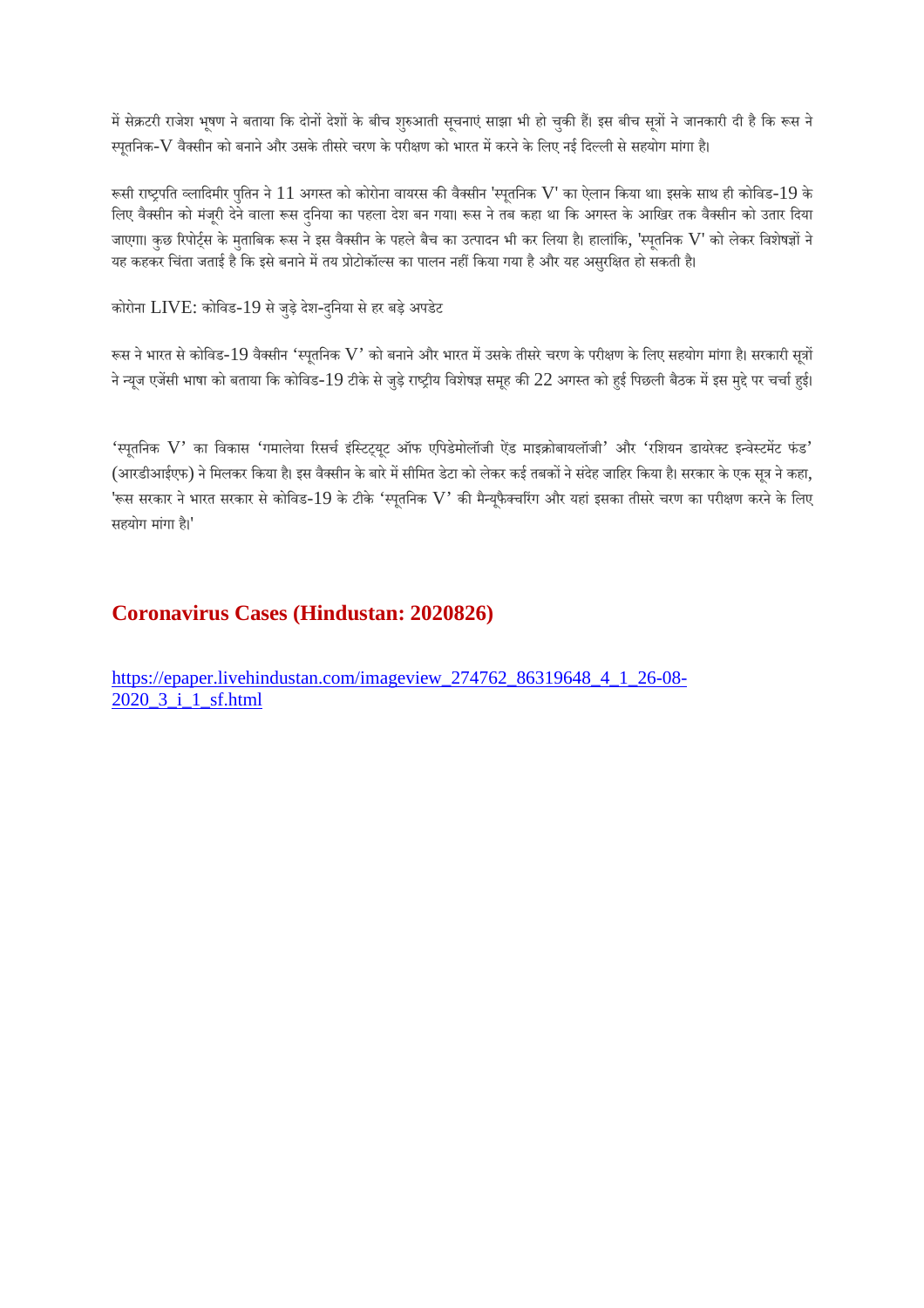में सेक्रटरी राजेश भूषण ने बताया कि दोनों देशों के बीच शुरुआती सूचनाएं साझा भी हो चुकी हैं। इस बीच सूत्रों ने जानकारी दी है कि रूस ने स्पूतनिक-V वैक्सीन को बनाने और उसके तीसरे चरण के परीक्षण को भारत में करने के लिए नई दिल्ली से सहयोग मांगा है।

रूसी राष्ट्रपति व्लादिमीर पुतिन ने 11 अगस्त को कोरोना वायरस की वैक्सीन 'स्पूतनिक V' का ऐलान किया था। इसके साथ ही कोविड-19 के लिए वैक्सीन को मंजूरी देने वाला रूस दुनिया का पहला देश बन गया। रूस ने तब कहा था कि अगस्त के आखिर तक वैक्सीन को उतार दिया जाएगा। कुछ रिपोर्ट्स के मुताबिक रूस ने इस वैक्सीन के पहले बैच का उत्पादन भी कर लिया है। हालांकि, 'स्पूतनिक V' को लेकर विशेषज्ञों ने यह कहकर चिंता जताई है कि इसे बनाने में तय प्रोटोकॉल्स का पालन नहीं किया गया है और यह असुरक्षित हो सकती है।

कोरोना LIVE: कोविड-19 से जुड़े देश-दुनिया से हर बड़े अपडेट

रूस ने भारत से कोविड-19 वैक्सीन 'स्पूतनिक V' को बनाने और भारत में उसके तीसरे चरण के परीक्षण के लिए सहयोग मांगा है। सरकारी सूत्रों ने न्यूज एजेंसी भाषा को बताया कि कोविड-19 टीके से जुड़े राष्ट्रीय विशेषज्ञ समूह की 22 अगस्त को हुई पिछली बैठक में इस मुद्दे पर चर्चा हुई।

'स्पूतनिक V' का विकास 'गमालेया रिसर्च इंस्टिट्यूट ऑफ एपिडेमोलॉजी ऐंड माइक्रोबायलॉजी' और 'रशियन डायरेक्ट इन्वेस्टमेंट फंड' (आरडीआईएफ) ने मिलकर किया है। इस वैक्सीन के बारे में सीमित डेटा को लेकर कई तबकों ने संदेह जाहिर किया है। सरकार के एक सूत्र ने कहा, 'रूस सरकार ने भारत सरकार से कोविड-19 के टीके 'स्पूतनिक V' की मैन्यूफैक्चरिंग और यहां इसका तीसरे चरण का परीक्षण करने के लिए सहयोग मांगा है।'

## Coronavirus Cases (Hindustan: 2020826)

https://epaper.livehindustan.com/imageview_274762_86319648_4_1_26-08-2020_3_i_1_sf.html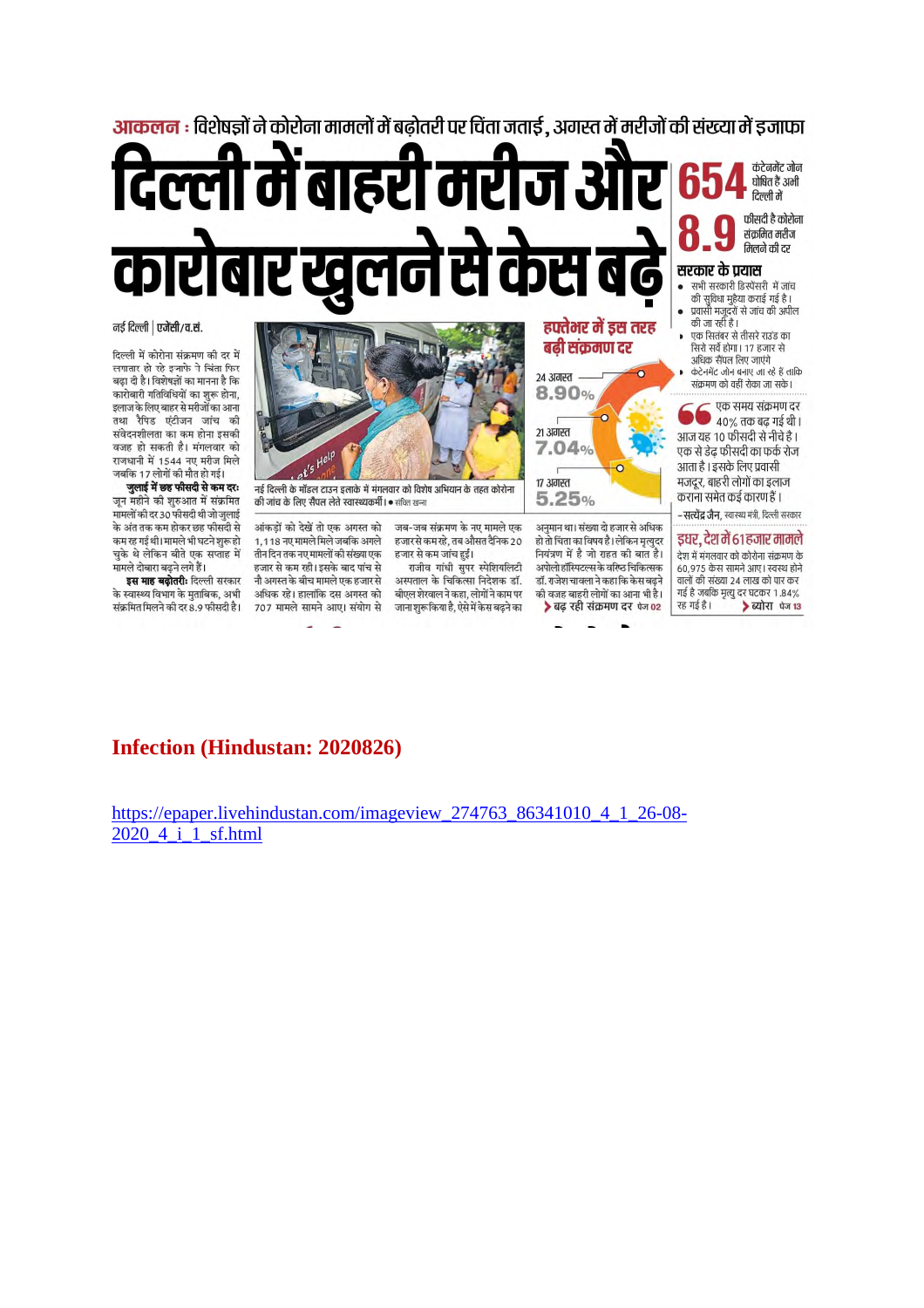**आकलन :** विशेषज्ञों ने कोरोना मामलों में बढ़ोतरी पर चिंता जताई, अगस्त में मरीजों की संख्या में इजाफा

# दिल्ली में बाहरी मरीज और कारोबार खुलने से केस बढ़े

**654** कंटेनमेंट जोन घोषित हैं अभी दिल्ली में

**8.9** फीसदी है कोरोना संक्रमित मरीज मिलने की दर

**सरकार के प्रयास**

- सभी सरकारी डिस्पेंसरी में जांच की सुविधा मुहैया कराई गई है।
- प्रवासी मजदूरों से जांच की अपील की जा रही है।
- एक सितंबर से तीसरे राउंड का सिरो सर्वे होगा। 17 हजार से अधिक सैंपल लिए जाएंगे
- कंटेनमेंट जोन बनाए जा रहे हैं ताकि संक्रमण को वहीं रोका जा सके।

नई दिल्ली | एजेंसी/व.सं.

दिल्ली में कोरोना संक्रमण की दर में लगातार हो रहे इजाफे ने चिंता फिर बढ़ा दी है। विशेषज्ञों का मानना है कि कारोबारी गतिविधियों का शुरू होना, इलाज के लिए बाहर से मरीजों का आना तथा रैपिड एंटीजन जांच की संवेदनशीलता का कम होना इसकी वजह हो सकती है। मंगलवार को राजधानी में 1544 नए मरीज मिले जबकि 17 लोगों की मौत हो गई।

**जुलाई में छह फीसदी से कम दरः** जून महीने की शुरुआत में संक्रमित मामलों की दर 30 फीसदी थी जो जुलाई के अंत तक कम होकर छह फीसदी से कम रह गई थी। मामले भी घटने शुरू हो चुके थे लेकिन बीते एक सप्ताह में मामले दोबारा बढ़ने लगे हैं।

**इस माह बढ़ोतरीः** दिल्ली सरकार के स्वास्थ्य विभाग के मुताबिक, अभी संक्रमित मिलने की दर 8.9 फीसदी है। आंकड़ों को देखें तो एक अगस्त को 1,118 नए मामले मिले जबकि अगले तीन दिन तक नए मामलों की संख्या एक हजार से कम रही। इसके बाद पांच से नौ अगस्त के बीच मामले एक हजार से अधिक रहे। हालांकि दस अगस्त को 707 मामले सामने आए। संयोग से जब-जब संक्रमण के नए मामले एक हजार से कम रहे, तब औसत दैनिक 20 हजार से कम जांच हुई।

राजीव गांधी सुपर स्पेशियलिटी अस्पताल के चिकित्सा निदेशक डॉ. बीएल शेरवाल ने कहा, लोगों ने काम पर जाना शुरू किया है, ऐसे में केस बढ़ने का अनुमान था। संख्या दो हजार से अधिक हो तो चिंता का विषय है। लेकिन मृत्युदर नियंत्रण में है जो राहत की बात है। अपोलो हॉस्पिटल्स के वरिष्ठ चिकित्सक डॉ. राजेश चावला ने कहा कि केस बढ़ने की वजह बाहरी लोगों का आना भी है।

➤ बढ़ रही संक्रमण दर पेज 02

नई दिल्ली के मॉडल टाउन इलाके में मंगलवार को विशेष अभियान के तहत कोरोना की जांच के लिए सैंपल लेते स्वास्थ्यकर्मी। ● संचित खन्ना

**हफ्तेभर में इस तरह बढ़ी संक्रमण दर**

| तारीख | दर |
|---|---|
| 24 अगस्त | 8.90% |
| 21 अगस्त | 7.04% |
| 17 अगस्त | 5.25% |

"एक समय संक्रमण दर 40% तक बढ़ गई थी। आज यह 10 फीसदी से नीचे है। एक से डेढ़ फीसदी का फर्क रोज आता है। इसके लिए प्रवासी मजदूर, बाहरी लोगों का इलाज कराना समेत कई कारण हैं।"

-सत्येंद्र जैन, स्वास्थ्य मंत्री, दिल्ली सरकार

**इधर, देश में 61 हजार मामले**

देश में मंगलवार को कोरोना संक्रमण के 60,975 केस सामने आए। स्वस्थ होने वालों की संख्या 24 लाख को पार कर गई है जबकि मृत्यु दर घटकर 1.84% रह गई है।

➤ ब्योरा पेज 13

## Infection (Hindustan: 2020826)

https://epaper.livehindustan.com/imageview_274763_86341010_4_1_26-08-2020_4_i_1_sf.html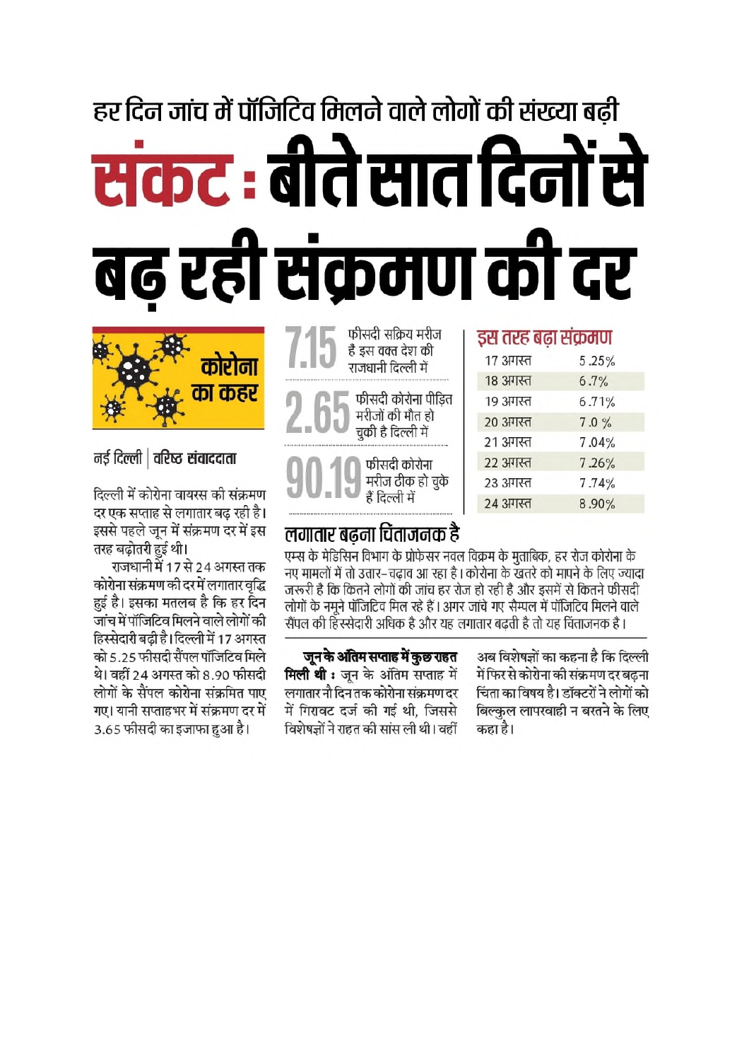### हर दिन जांच में पॉजिटिव मिलने वाले लोगों की संख्या बढ़ी

# संकट : बीते सात दिनों से बढ़ रही संक्रमण की दर

**कोरोना का कहर**

नई दिल्ली | वरिष्ठ संवाददाता

दिल्ली में कोरोना वायरस की संक्रमण दर एक सप्ताह से लगातार बढ़ रही है। इससे पहले जून में संक्रमण दर में इस तरह बढ़ोतरी हुई थी।

राजधानी में 17 से 24 अगस्त तक कोरोना संक्रमण की दर में लगातार वृद्धि हुई है। इसका मतलब है कि हर दिन जांच में पॉजिटिव मिलने वाले लोगों की हिस्सेदारी बढ़ी है। दिल्ली में 17 अगस्त को 5.25 फीसदी सैंपल पॉजिटिव मिले थे। वहीं 24 अगस्त को 8.90 फीसदी लोगों के सैंपल कोरोना संक्रमित पाए गए। यानी सप्ताहभर में संक्रमण दर में 3.65 फीसदी का इजाफा हुआ है।

**7.15** फीसदी सक्रिय मरीज हैं इस वक्त देश की राजधानी दिल्ली में

**2.65** फीसदी कोरोना पीड़ित मरीजों की मौत हो चुकी है दिल्ली में

**90.19** फीसदी कोरोना मरीज ठीक हो चुके हैं दिल्ली में

### इस तरह बढ़ा संक्रमण

| तारीख | दर |
|---|---|
| 17 अगस्त | 5.25% |
| 18 अगस्त | 6.7% |
| 19 अगस्त | 6.71% |
| 20 अगस्त | 7.0 % |
| 21 अगस्त | 7.04% |
| 22 अगस्त | 7.26% |
| 23 अगस्त | 7.74% |
| 24 अगस्त | 8.90% |

### लगातार बढ़ना चिंताजनक है

एम्स के मेडिसिन विभाग के प्रोफेसर नवल विक्रम के मुताबिक, हर रोज कोरोना के नए मामलों में तो उतार-चढ़ाव आ रहा है। कोरोना के खतरे को मापने के लिए ज्यादा जरूरी है कि कितने लोगों की जांच हर रोज हो रही है और इसमें से कितने फीसदी लोगों के नमूने पॉजिटिव मिल रहे हैं। अगर जांचे गए सैम्पल में पॉजिटिव मिलने वाले सैंपल की हिस्सेदारी अधिक है और यह लगातार बढ़ती है तो यह चिंताजनक है।

**जून के अंतिम सप्ताह में कुछ राहत मिली थी :** जून के अंतिम सप्ताह में लगातार नौ दिन तक कोरोना संक्रमण दर में गिरावट दर्ज की गई थी, जिससे विशेषज्ञों ने राहत की सांस ली थी। वहीं अब विशेषज्ञों का कहना है कि दिल्ली में फिर से कोरोना की संक्रमण दर बढ़ना चिंता का विषय है। डॉक्टरों ने लोगों को बिल्कुल लापरवाही न बरतने के लिए कहा है।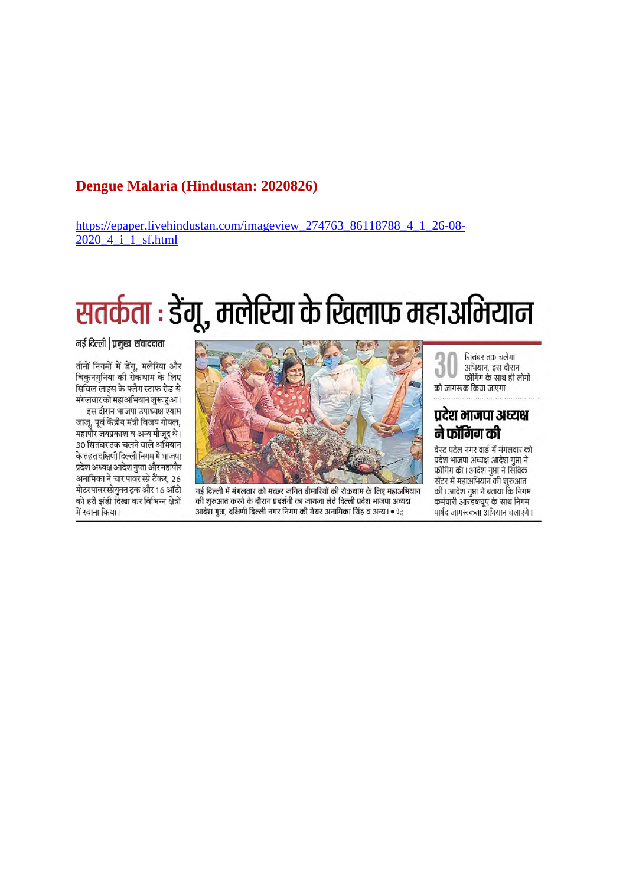**Dengue Malaria (Hindustan: 2020826)**

https://epaper.livehindustan.com/imageview_274763_86118788_4_1_26-08-2020_4_i_1_sf.html

# सतर्कता : डेंगू, मलेरिया के खिलाफ महाअभियान

नई दिल्ली | प्रमुख संवाददाता

तीनों निगमों में डेंगू, मलेरिया और चिकुनगुनिया की रोकथाम के लिए सिविल लाइंस के फ्लैग स्टाफ रोड से मंगलवार को महाअभियान शुरू हुआ।

इस दौरान भाजपा उपाध्यक्ष श्याम जाजू, पूर्व केंद्रीय मंत्री विजय गोयल, महापौर जयप्रकाश व अन्य मौजूद थे। 30 सितंबर तक चलने वाले अभियान के तहत दक्षिणी दिल्ली निगम में भाजपा प्रदेश अध्यक्ष आदेश गुप्ता और महापौर अनामिका ने चार पावर स्प्रे टैंकर, 26 मोटरपावर स्प्रेयुक्त ट्रक और 16 ऑटो को हरी झंडी दिखा कर विभिन्न क्षेत्रों में रवाना किया।

नई दिल्ली में मंगलवार को मच्छर जनित बीमारियों की रोकथाम के लिए महाअभियान की शुरुआत करने के दौरान प्रदर्शनी का जायजा लेते दिल्ली प्रदेश भाजपा अध्यक्ष आदेश गुप्ता, दक्षिणी दिल्ली नगर निगम की मेयर अनामिका सिंह व अन्य। • प्रेट्र

**30** सितंबर तक चलेगा अभियान, इस दौरान फॉगिंग के साथ ही लोगों को जागरूक किया जाएगा

## प्रदेश भाजपा अध्यक्ष ने फॉगिंग की

वेस्ट पटेल नगर वार्ड में मंगलवार को प्रदेश भाजपा अध्यक्ष आदेश गुप्ता ने फॉगिंग की। आदेश गुप्ता ने सिविक सेंटर में महाअभियान की शुरुआत की। आदेश गुप्ता ने बताया कि निगम कर्मचारी आरडब्ल्यूए के साथ निगम पार्षद जागरूकता अभियान चलाएंगे।